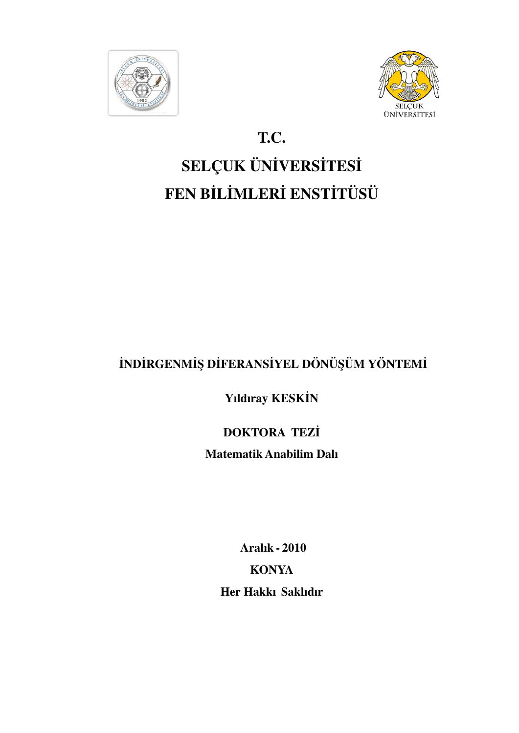# T.C.

# SELÇUK ÜNİVERSİTESİ

# FEN BİLİMLERİ ENSTİTÜSÜ

## İNDİRGENMİŞ DİFERANSİYEL DÖNÜŞÜM YÖNTEMİ

**Yıldıray KESKİN**

**DOKTORA TEZİ**

**Matematik Anabilim Dalı**

**Aralık - 2010**

**KONYA**

**Her Hakkı Saklıdır**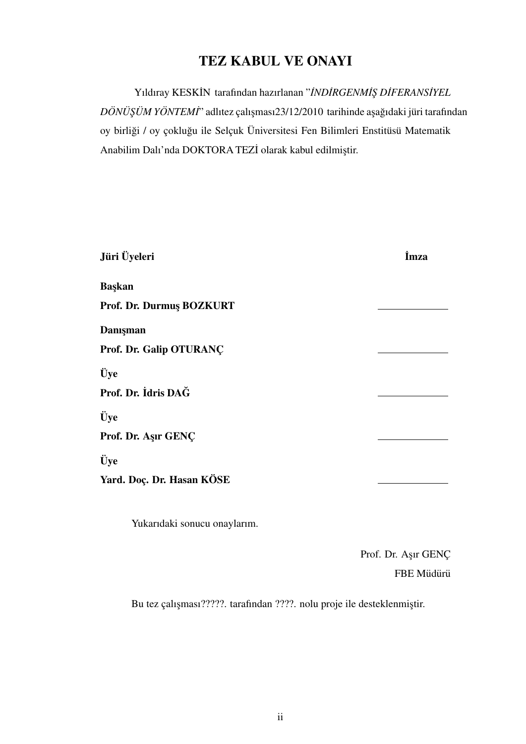# TEZ KABUL VE ONAYI

Yıldıray KESKİN tarafından hazırlanan ”*İNDİRGENMİŞ DİFERANSİYEL DÖNÜŞÜM YÖNTEMİ*” adlıtez çalışması23/12/2010 tarihinde aşağıdaki jüri tarafından oy birliği / oy çokluğu ile Selçuk Üniversitesi Fen Bilimleri Enstitüsü Matematik Anabilim Dalı’nda DOKTORA TEZİ olarak kabul edilmiştir.

| **Jüri Üyeleri** | **İmza** |
| --- | --- |
| **Başkan** | |
| **Prof. Dr. Durmuş BOZKURT** | ____________ |
| **Danışman** | |
| **Prof. Dr. Galip OTURANÇ** | ____________ |
| **Üye** | |
| **Prof. Dr. İdris DAĞ** | ____________ |
| **Üye** | |
| **Prof. Dr. Aşır GENÇ** | ____________ |
| **Üye** | |
| **Yard. Doç. Dr. Hasan KÖSE** | ____________ |

Yukarıdaki sonucu onaylarım.

Prof. Dr. Aşır GENÇ
FBE Müdürü

Bu tez çalışması?????. tarafından ????. nolu proje ile desteklenmiştir.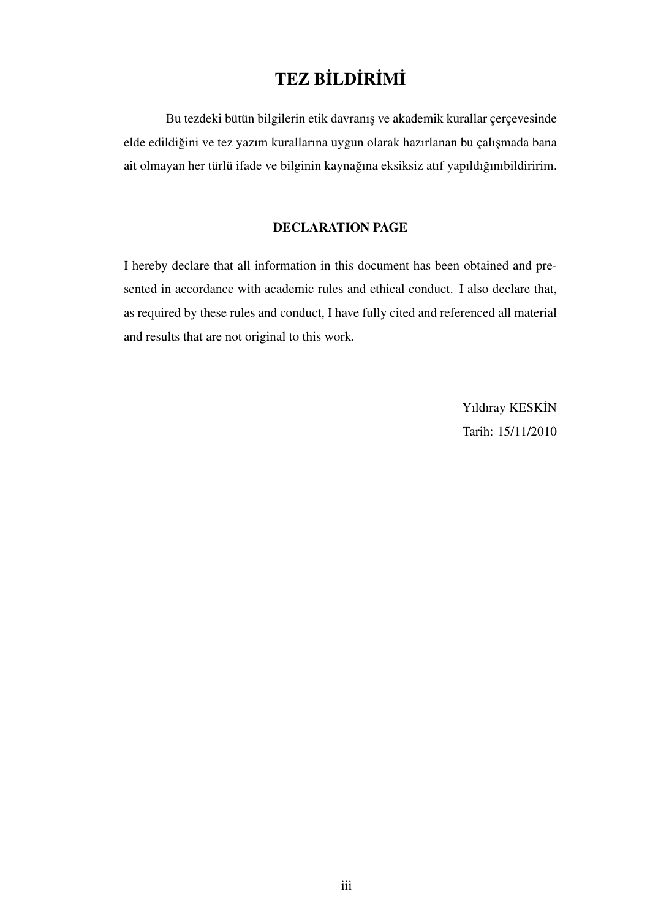# TEZ BİLDİRİMİ

Bu tezdeki bütün bilgilerin etik davranış ve akademik kurallar çerçevesinde elde edildiğini ve tez yazım kurallarına uygun olarak hazırlanan bu çalışmada bana ait olmayan her türlü ifade ve bilginin kaynağına eksiksiz atıf yapıldığınıbildiririm.

**DECLARATION PAGE**

I hereby declare that all information in this document has been obtained and presented in accordance with academic rules and ethical conduct. I also declare that, as required by these rules and conduct, I have fully cited and referenced all material and results that are not original to this work.

---

Yıldıray KESKİN

Tarih: 15/11/2010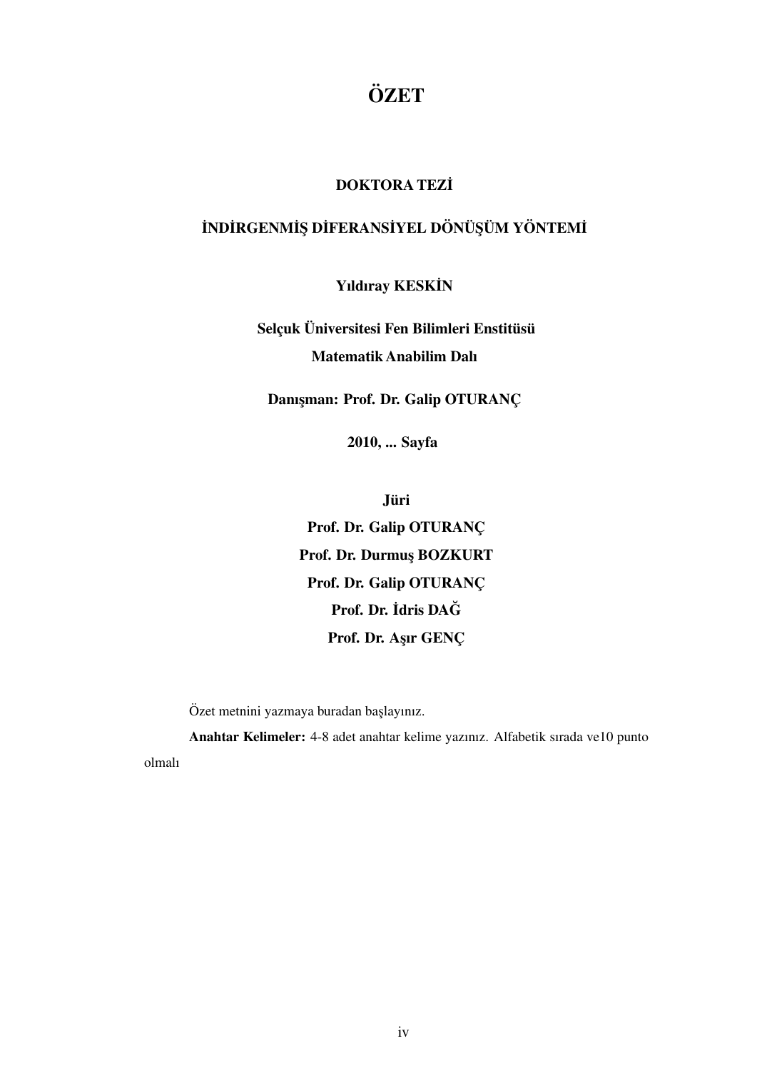# ÖZET

**DOKTORA TEZİ**

**İNDİRGENMİŞ DİFERANSİYEL DÖNÜŞÜM YÖNTEMİ**

**Yıldıray KESKİN**

**Selçuk Üniversitesi Fen Bilimleri Enstitüsü**
**Matematik Anabilim Dalı**

**Danışman: Prof. Dr. Galip OTURANÇ**

**2010, ... Sayfa**

**Jüri**
**Prof. Dr. Galip OTURANÇ**
**Prof. Dr. Durmuş BOZKURT**
**Prof. Dr. Galip OTURANÇ**
**Prof. Dr. İdris DAĞ**
**Prof. Dr. Aşır GENÇ**

Özet metnini yazmaya buradan başlayınız.

**Anahtar Kelimeler:** 4-8 adet anahtar kelime yazınız. Alfabetik sırada ve10 punto olmalı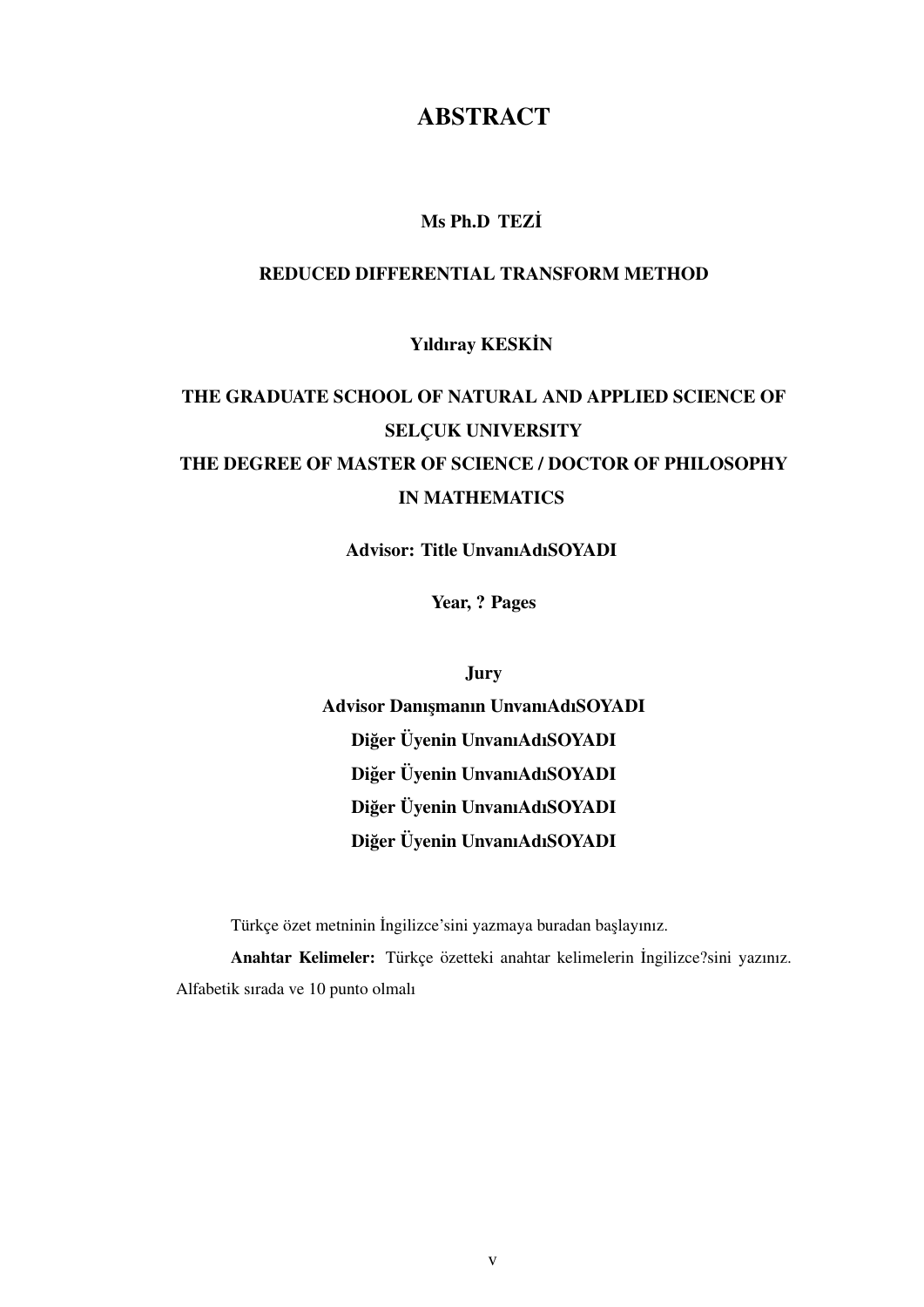# ABSTRACT

**Ms Ph.D TEZİ**

**REDUCED DIFFERENTIAL TRANSFORM METHOD**

**Yıldıray KESKİN**

**THE GRADUATE SCHOOL OF NATURAL AND APPLIED SCIENCE OF SELÇUK UNIVERSITY THE DEGREE OF MASTER OF SCIENCE / DOCTOR OF PHILOSOPHY IN MATHEMATICS**

**Advisor: Title UnvanıAdıSOYADI**

**Year, ? Pages**

**Jury**
**Advisor Danışmanın UnvanıAdıSOYADI**
**Diğer Üyenin UnvanıAdıSOYADI**
**Diğer Üyenin UnvanıAdıSOYADI**
**Diğer Üyenin UnvanıAdıSOYADI**
**Diğer Üyenin UnvanıAdıSOYADI**

Türkçe özet metninin İngilizce'sini yazmaya buradan başlayınız.

**Anahtar Kelimeler:** Türkçe özetteki anahtar kelimelerin İngilizce?sini yazınız. Alfabetik sırada ve 10 punto olmalı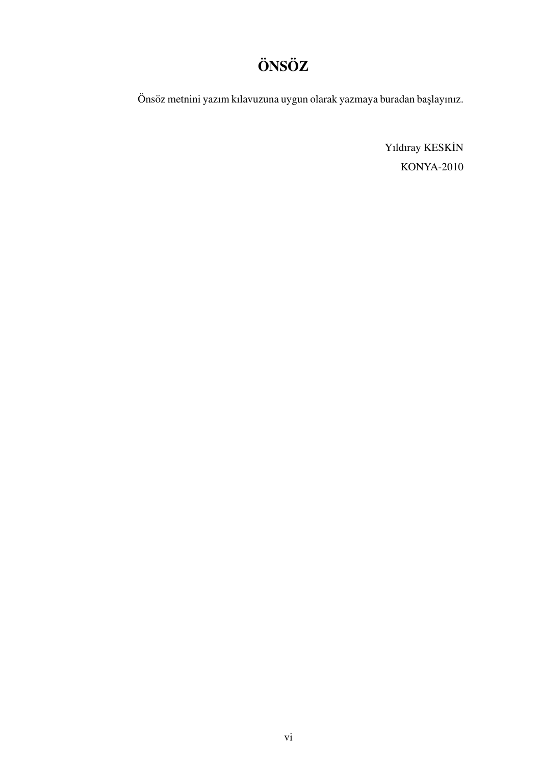# ÖNSÖZ

Önsöz metnini yazım kılavuzuna uygun olarak yazmaya buradan başlayınız.

Yıldıray KESKİN

KONYA-2010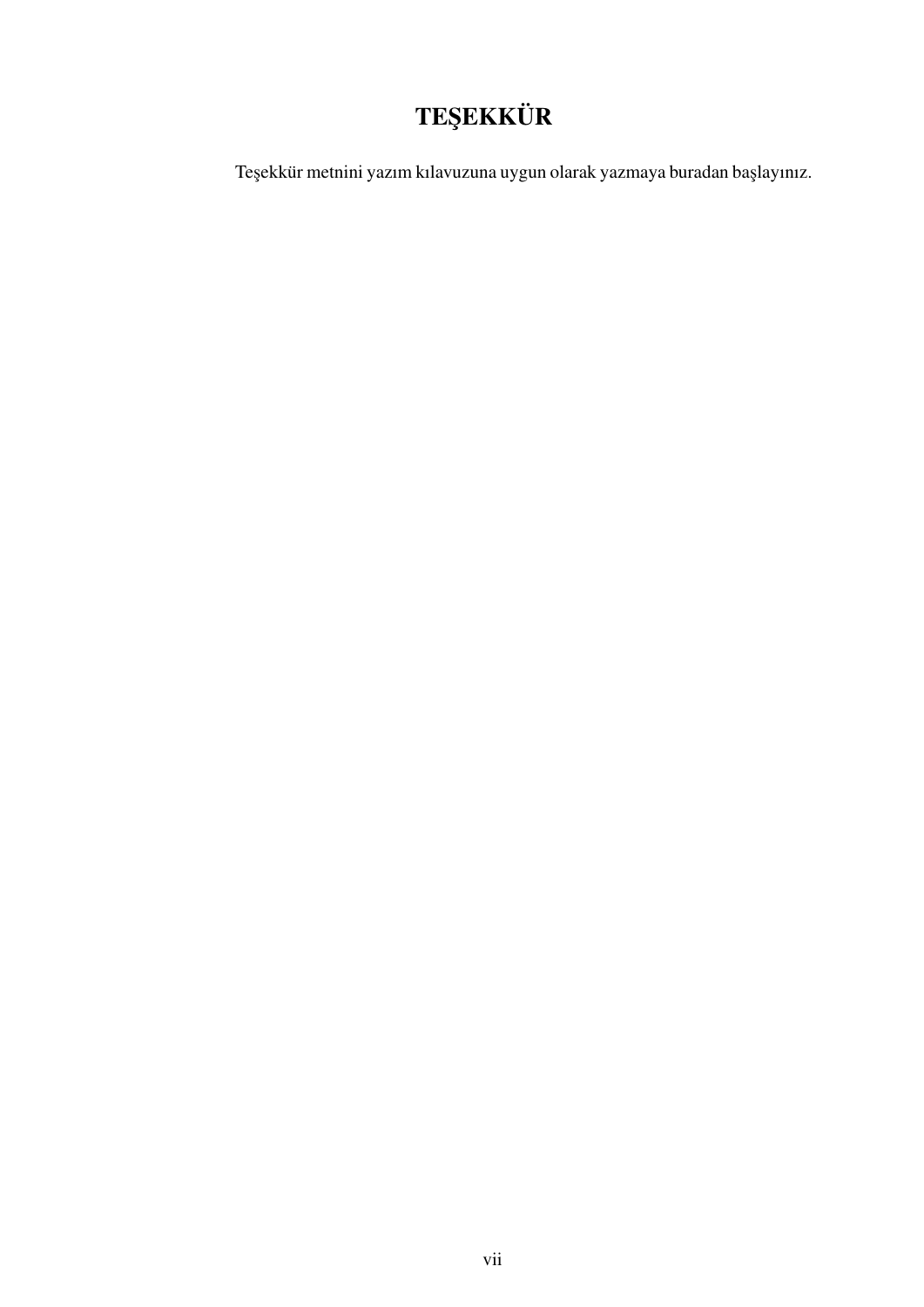# TEŞEKKÜR

Teşekkür metnini yazım kılavuzuna uygun olarak yazmaya buradan başlayınız.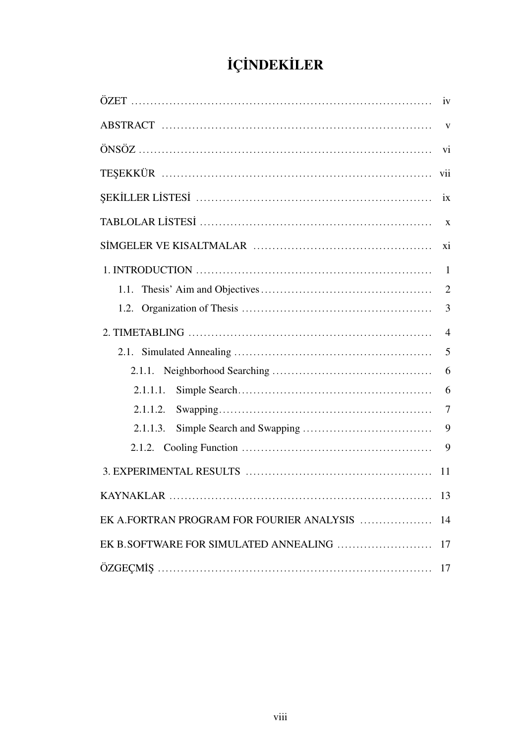# İÇİNDEKİLER

ÖZET ........................................................................ iv

ABSTRACT ................................................................ v

ÖNSÖZ ..................................................................... vi

TEŞEKKÜR ................................................................ vii

ŞEKİLLER LİSTESİ ...................................................... ix

TABLOLAR LİSTESİ ...................................................... x

SİMGELER VE KISALTMALAR ....................................... xi

1. INTRODUCTION ........................................................ 1

- 1.1. Thesis' Aim and Objectives ..................................... 2
- 1.2. Organization of Thesis ........................................... 3

2. TIMETABLING ........................................................... 4

- 2.1. Simulated Annealing .............................................. 5
  - 2.1.1. Neighborhood Searching .................................... 6
    - 2.1.1.1. Simple Search ........................................... 6
    - 2.1.1.2. Swapping .................................................. 7
    - 2.1.1.3. Simple Search and Swapping ......................... 9
  - 2.1.2. Cooling Function ............................................ 9

3. EXPERIMENTAL RESULTS ........................................... 11

KAYNAKLAR .............................................................. 13

EK A.FORTRAN PROGRAM FOR FOURIER ANALYSIS ............ 14

EK B.SOFTWARE FOR SIMULATED ANNEALING ................... 17

ÖZGEÇMİŞ ................................................................ 17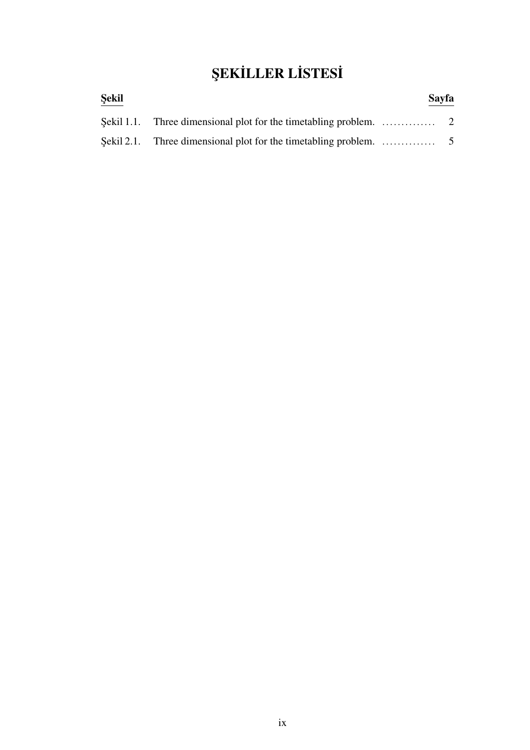# ŞEKİLLER LİSTESİ

| Şekil | | Sayfa |
|---|---|---|
| Şekil 1.1. | Three dimensional plot for the timetabling problem. | 2 |
| Şekil 2.1. | Three dimensional plot for the timetabling problem. | 5 |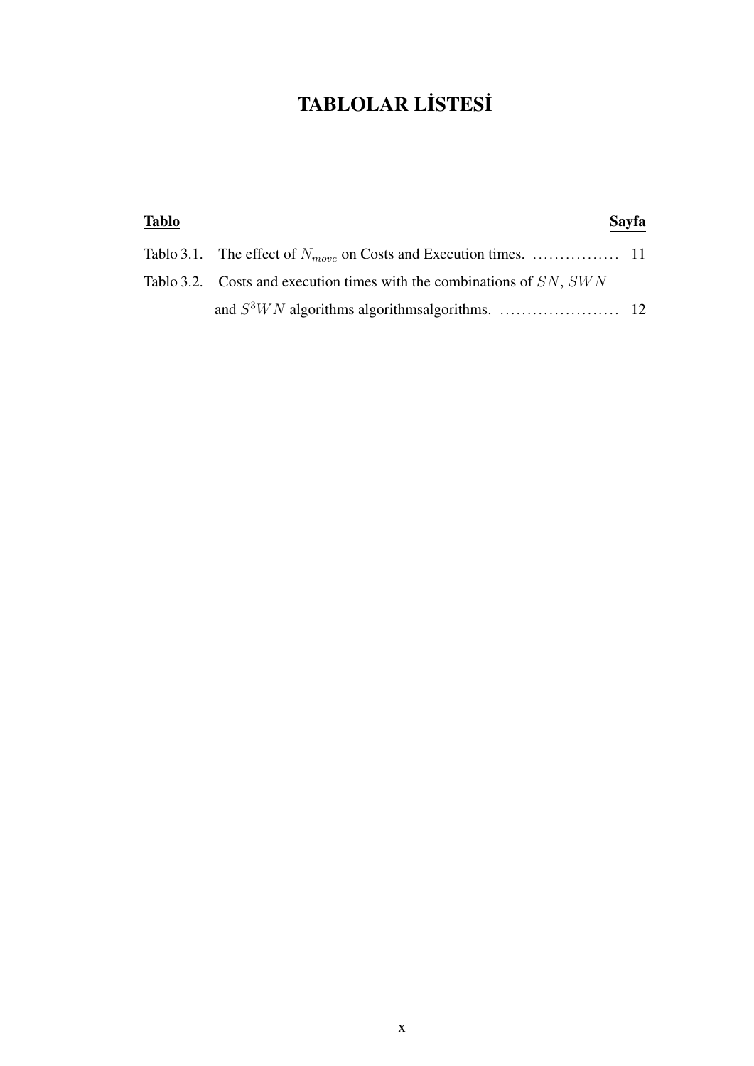# TABLOLAR LİSTESİ

| **Tablo** | **Sayfa** |
|---|---|
| Tablo 3.1. The effect of $N_{move}$ on Costs and Execution times. ................ | 11 |
| Tablo 3.2. Costs and execution times with the combinations of $SN$, $SWN$ and $S^3WN$ algorithms algorithmsalgorithms. ...................... | 12 |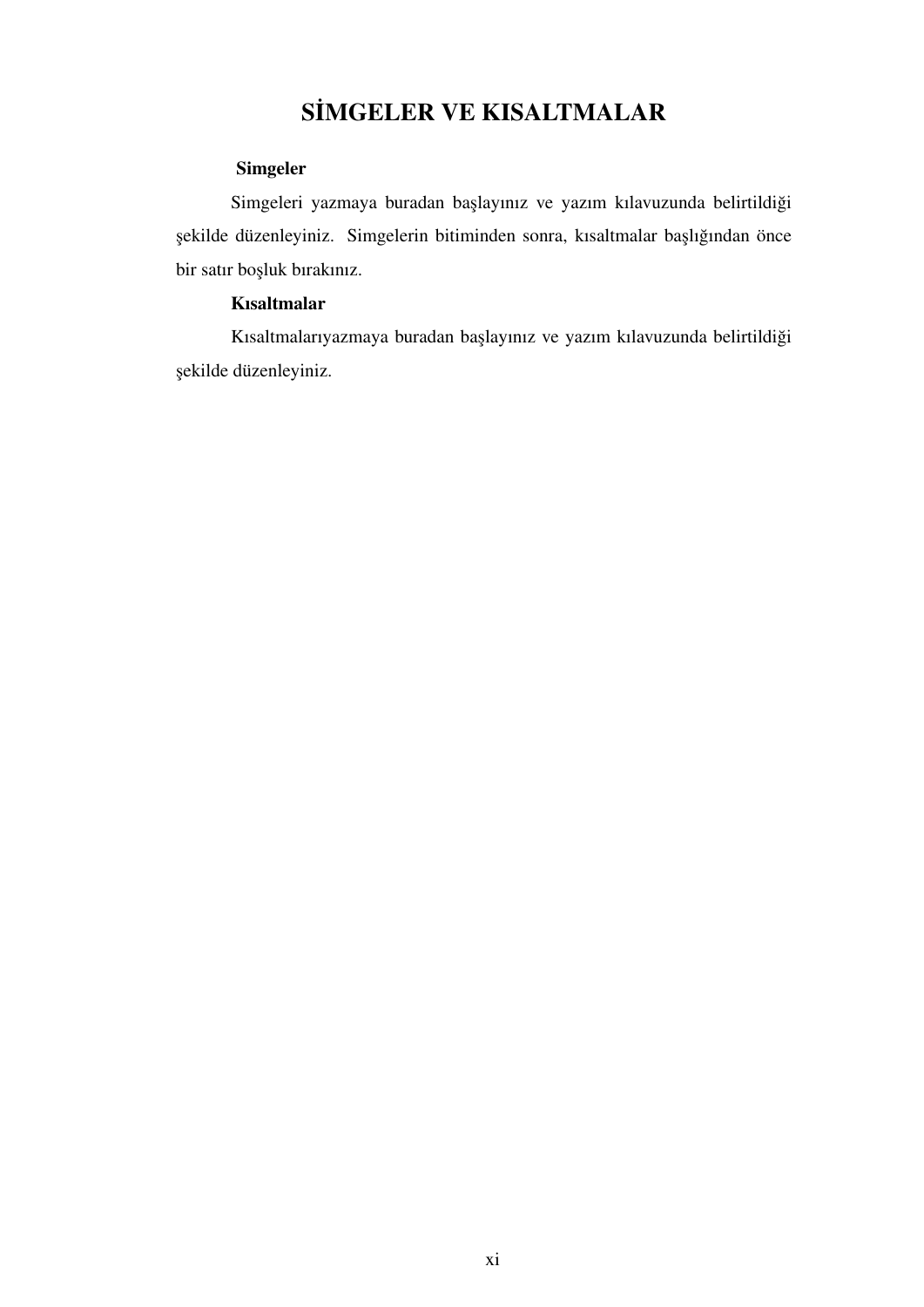# SİMGELER VE KISALTMALAR

**Simgeler**

Simgeleri yazmaya buradan başlayınız ve yazım kılavuzunda belirtildiği şekilde düzenleyiniz. Simgelerin bitiminden sonra, kısaltmalar başlığından önce bir satır boşluk bırakınız.

**Kısaltmalar**

Kısaltmalarıyazmaya buradan başlayınız ve yazım kılavuzunda belirtildiği şekilde düzenleyiniz.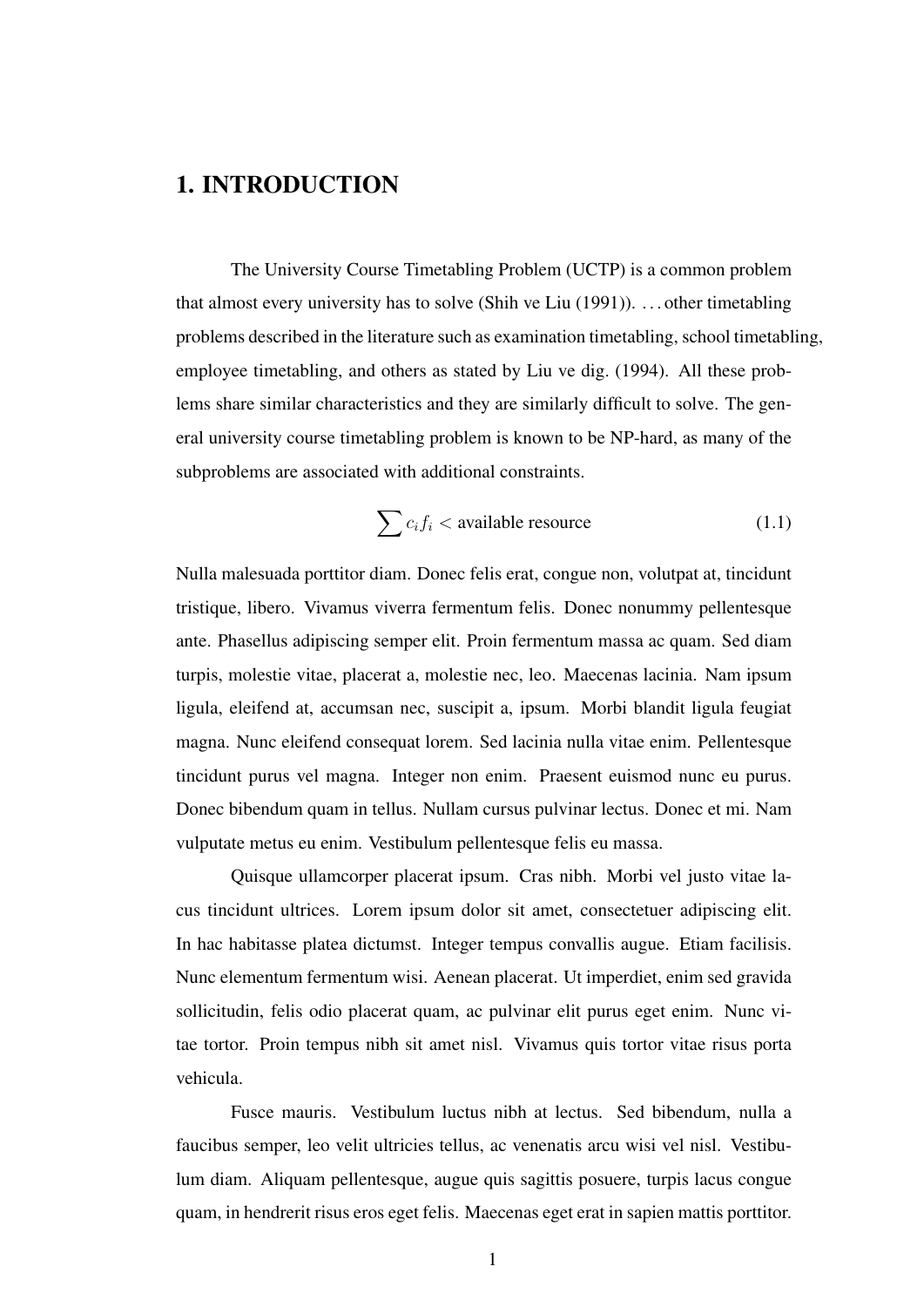# 1. INTRODUCTION

The University Course Timetabling Problem (UCTP) is a common problem that almost every university has to solve (Shih ve Liu (1991)). . . . other timetabling problems described in the literature such as examination timetabling, school timetabling, employee timetabling, and others as stated by Liu ve diğ. (1994). All these problems share similar characteristics and they are similarly difficult to solve. The general university course timetabling problem is known to be NP-hard, as many of the subproblems are associated with additional constraints.

$$\sum c_i f_i < \text{available resource} \tag{1.1}$$

Nulla malesuada porttitor diam. Donec felis erat, congue non, volutpat at, tincidunt tristique, libero. Vivamus viverra fermentum felis. Donec nonummy pellentesque ante. Phasellus adipiscing semper elit. Proin fermentum massa ac quam. Sed diam turpis, molestie vitae, placerat a, molestie nec, leo. Maecenas lacinia. Nam ipsum ligula, eleifend at, accumsan nec, suscipit a, ipsum. Morbi blandit ligula feugiat magna. Nunc eleifend consequat lorem. Sed lacinia nulla vitae enim. Pellentesque tincidunt purus vel magna. Integer non enim. Praesent euismod nunc eu purus. Donec bibendum quam in tellus. Nullam cursus pulvinar lectus. Donec et mi. Nam vulputate metus eu enim. Vestibulum pellentesque felis eu massa.

Quisque ullamcorper placerat ipsum. Cras nibh. Morbi vel justo vitae lacus tincidunt ultrices. Lorem ipsum dolor sit amet, consectetuer adipiscing elit. In hac habitasse platea dictumst. Integer tempus convallis augue. Etiam facilisis. Nunc elementum fermentum wisi. Aenean placerat. Ut imperdiet, enim sed gravida sollicitudin, felis odio placerat quam, ac pulvinar elit purus eget enim. Nunc vitae tortor. Proin tempus nibh sit amet nisl. Vivamus quis tortor vitae risus porta vehicula.

Fusce mauris. Vestibulum luctus nibh at lectus. Sed bibendum, nulla a faucibus semper, leo velit ultricies tellus, ac venenatis arcu wisi vel nisl. Vestibulum diam. Aliquam pellentesque, augue quis sagittis posuere, turpis lacus congue quam, in hendrerit risus eros eget felis. Maecenas eget erat in sapien mattis porttitor.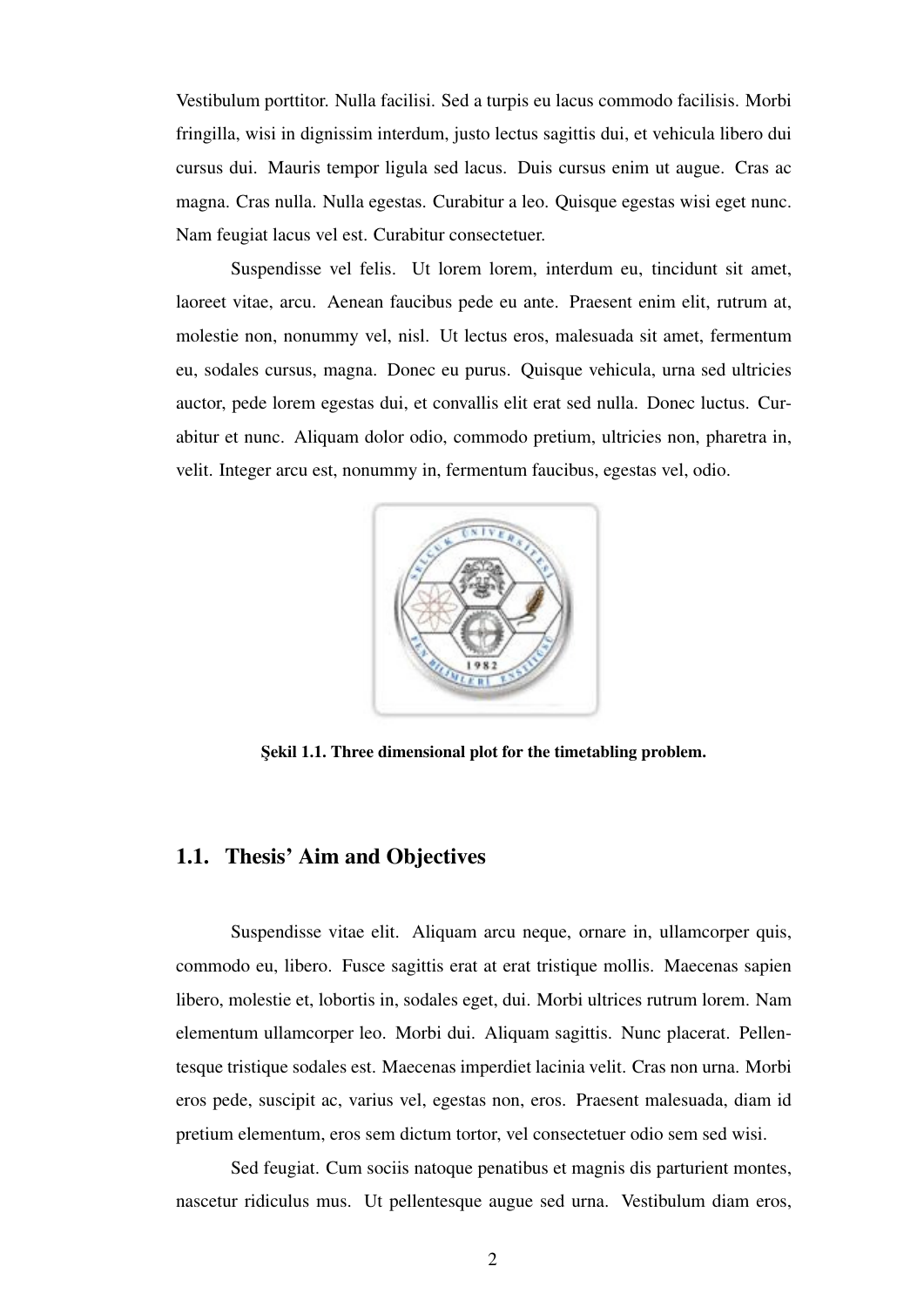Vestibulum porttitor. Nulla facilisi. Sed a turpis eu lacus commodo facilisis. Morbi fringilla, wisi in dignissim interdum, justo lectus sagittis dui, et vehicula libero dui cursus dui. Mauris tempor ligula sed lacus. Duis cursus enim ut augue. Cras ac magna. Cras nulla. Nulla egestas. Curabitur a leo. Quisque egestas wisi eget nunc. Nam feugiat lacus vel est. Curabitur consectetuer.

Suspendisse vel felis. Ut lorem lorem, interdum eu, tincidunt sit amet, laoreet vitae, arcu. Aenean faucibus pede eu ante. Praesent enim elit, rutrum at, molestie non, nonummy vel, nisl. Ut lectus eros, malesuada sit amet, fermentum eu, sodales cursus, magna. Donec eu purus. Quisque vehicula, urna sed ultricies auctor, pede lorem egestas dui, et convallis elit erat sed nulla. Donec luctus. Curabitur et nunc. Aliquam dolor odio, commodo pretium, ultricies non, pharetra in, velit. Integer arcu est, nonummy in, fermentum faucibus, egestas vel, odio.

**Şekil 1.1. Three dimensional plot for the timetabling problem.**

## 1.1. Thesis' Aim and Objectives

Suspendisse vitae elit. Aliquam arcu neque, ornare in, ullamcorper quis, commodo eu, libero. Fusce sagittis erat at erat tristique mollis. Maecenas sapien libero, molestie et, lobortis in, sodales eget, dui. Morbi ultrices rutrum lorem. Nam elementum ullamcorper leo. Morbi dui. Aliquam sagittis. Nunc placerat. Pellentesque tristique sodales est. Maecenas imperdiet lacinia velit. Cras non urna. Morbi eros pede, suscipit ac, varius vel, egestas non, eros. Praesent malesuada, diam id pretium elementum, eros sem dictum tortor, vel consectetuer odio sem sed wisi.

Sed feugiat. Cum sociis natoque penatibus et magnis dis parturient montes, nascetur ridiculus mus. Ut pellentesque augue sed urna. Vestibulum diam eros,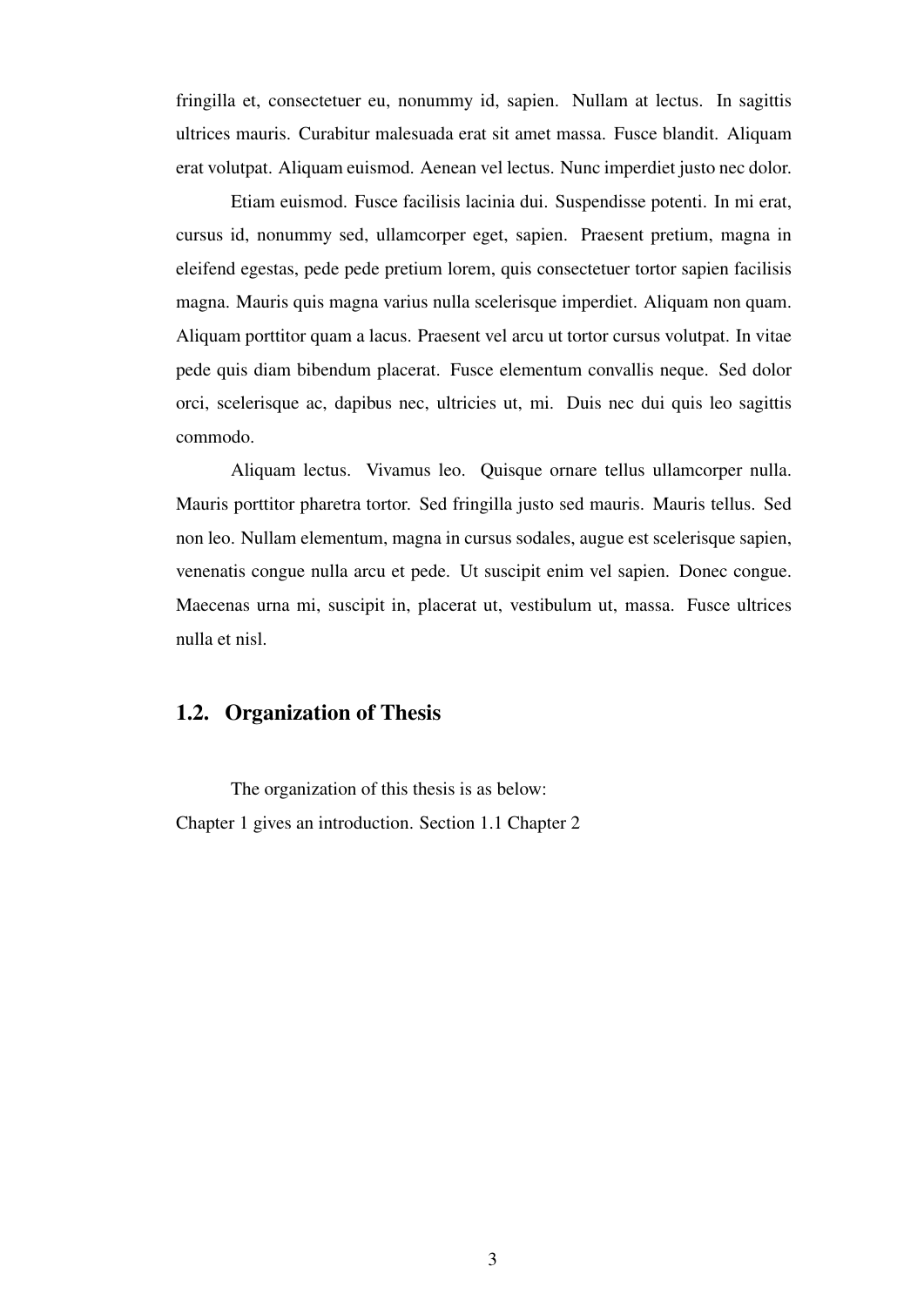fringilla et, consectetuer eu, nonummy id, sapien. Nullam at lectus. In sagittis ultrices mauris. Curabitur malesuada erat sit amet massa. Fusce blandit. Aliquam erat volutpat. Aliquam euismod. Aenean vel lectus. Nunc imperdiet justo nec dolor.

Etiam euismod. Fusce facilisis lacinia dui. Suspendisse potenti. In mi erat, cursus id, nonummy sed, ullamcorper eget, sapien. Praesent pretium, magna in eleifend egestas, pede pede pretium lorem, quis consectetuer tortor sapien facilisis magna. Mauris quis magna varius nulla scelerisque imperdiet. Aliquam non quam. Aliquam porttitor quam a lacus. Praesent vel arcu ut tortor cursus volutpat. In vitae pede quis diam bibendum placerat. Fusce elementum convallis neque. Sed dolor orci, scelerisque ac, dapibus nec, ultricies ut, mi. Duis nec dui quis leo sagittis commodo.

Aliquam lectus. Vivamus leo. Quisque ornare tellus ullamcorper nulla. Mauris porttitor pharetra tortor. Sed fringilla justo sed mauris. Mauris tellus. Sed non leo. Nullam elementum, magna in cursus sodales, augue est scelerisque sapien, venenatis congue nulla arcu et pede. Ut suscipit enim vel sapien. Donec congue. Maecenas urna mi, suscipit in, placerat ut, vestibulum ut, massa. Fusce ultrices nulla et nisl.

## 1.2. Organization of Thesis

The organization of this thesis is as below:

Chapter 1 gives an introduction. Section 1.1 Chapter 2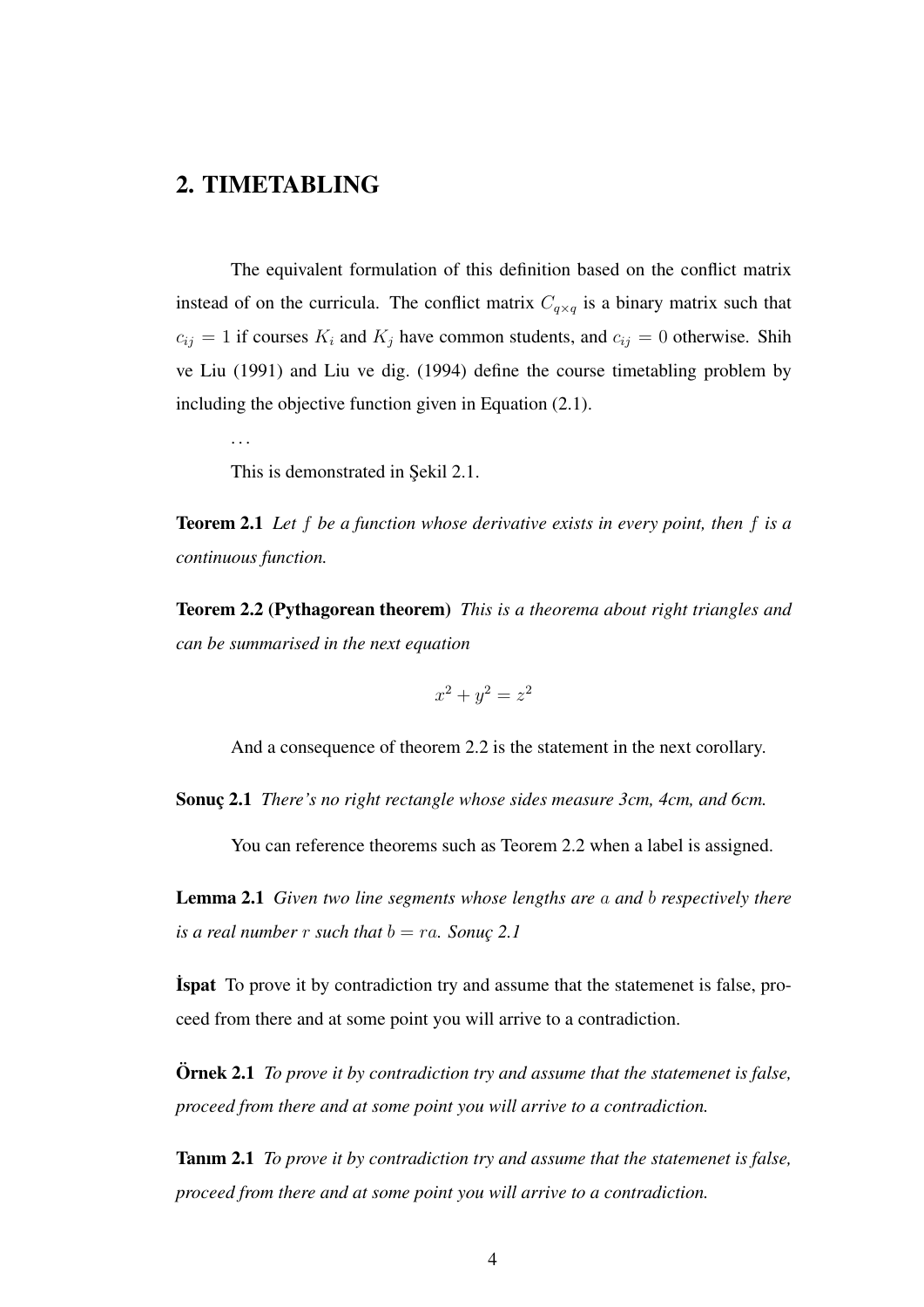# 2. TIMETABLING

The equivalent formulation of this definition based on the conflict matrix instead of on the curricula. The conflict matrix $C_{q \times q}$ is a binary matrix such that $c_{ij} = 1$ if courses $K_i$ and $K_j$ have common students, and $c_{ij} = 0$ otherwise. Shih ve Liu (1991) and Liu ve dig. (1994) define the course timetabling problem by including the objective function given in Equation (2.1).

...

This is demonstrated in Şekil 2.1.

**Teorem 2.1** *Let $f$ be a function whose derivative exists in every point, then $f$ is a continuous function.*

**Teorem 2.2 (Pythagorean theorem)** *This is a theorema about right triangles and can be summarised in the next equation*

$$x^2 + y^2 = z^2$$

And a consequence of theorem 2.2 is the statement in the next corollary.

**Sonuç 2.1** *There's no right rectangle whose sides measure 3cm, 4cm, and 6cm.*

You can reference theorems such as Teorem 2.2 when a label is assigned.

**Lemma 2.1** *Given two line segments whose lengths are $a$ and $b$ respectively there is a real number $r$ such that $b = ra$. Sonuç 2.1*

**İspat** To prove it by contradiction try and assume that the statemenet is false, proceed from there and at some point you will arrive to a contradiction.

**Örnek 2.1** *To prove it by contradiction try and assume that the statemenet is false, proceed from there and at some point you will arrive to a contradiction.*

**Tanım 2.1** *To prove it by contradiction try and assume that the statemenet is false, proceed from there and at some point you will arrive to a contradiction.*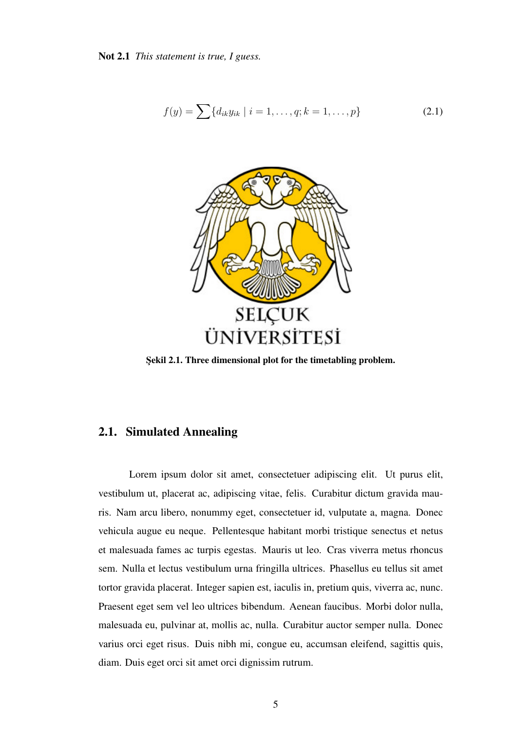**Not 2.1** *This statement is true, I guess.*

$$f(y) = \sum \{d_{ik}y_{ik} \mid i = 1, \ldots, q; k = 1, \ldots, p\} \tag{2.1}$$

**Şekil 2.1. Three dimensional plot for the timetabling problem.**

## 2.1. Simulated Annealing

Lorem ipsum dolor sit amet, consectetuer adipiscing elit. Ut purus elit, vestibulum ut, placerat ac, adipiscing vitae, felis. Curabitur dictum gravida mauris. Nam arcu libero, nonummy eget, consectetuer id, vulputate a, magna. Donec vehicula augue eu neque. Pellentesque habitant morbi tristique senectus et netus et malesuada fames ac turpis egestas. Mauris ut leo. Cras viverra metus rhoncus sem. Nulla et lectus vestibulum urna fringilla ultrices. Phasellus eu tellus sit amet tortor gravida placerat. Integer sapien est, iaculis in, pretium quis, viverra ac, nunc. Praesent eget sem vel leo ultrices bibendum. Aenean faucibus. Morbi dolor nulla, malesuada eu, pulvinar at, mollis ac, nulla. Curabitur auctor semper nulla. Donec varius orci eget risus. Duis nibh mi, congue eu, accumsan eleifend, sagittis quis, diam. Duis eget orci sit amet orci dignissim rutrum.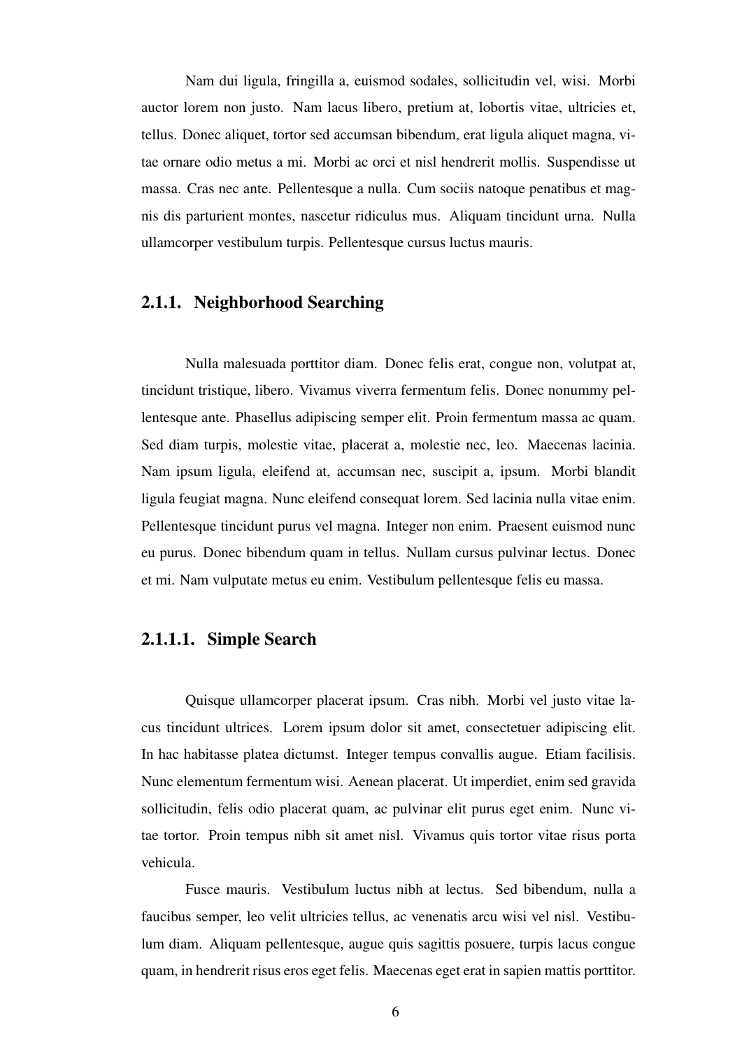Nam dui ligula, fringilla a, euismod sodales, sollicitudin vel, wisi. Morbi auctor lorem non justo. Nam lacus libero, pretium at, lobortis vitae, ultricies et, tellus. Donec aliquet, tortor sed accumsan bibendum, erat ligula aliquet magna, vitae ornare odio metus a mi. Morbi ac orci et nisl hendrerit mollis. Suspendisse ut massa. Cras nec ante. Pellentesque a nulla. Cum sociis natoque penatibus et magnis dis parturient montes, nascetur ridiculus mus. Aliquam tincidunt urna. Nulla ullamcorper vestibulum turpis. Pellentesque cursus luctus mauris.

### 2.1.1. Neighborhood Searching

Nulla malesuada porttitor diam. Donec felis erat, congue non, volutpat at, tincidunt tristique, libero. Vivamus viverra fermentum felis. Donec nonummy pellentesque ante. Phasellus adipiscing semper elit. Proin fermentum massa ac quam. Sed diam turpis, molestie vitae, placerat a, molestie nec, leo. Maecenas lacinia. Nam ipsum ligula, eleifend at, accumsan nec, suscipit a, ipsum. Morbi blandit ligula feugiat magna. Nunc eleifend consequat lorem. Sed lacinia nulla vitae enim. Pellentesque tincidunt purus vel magna. Integer non enim. Praesent euismod nunc eu purus. Donec bibendum quam in tellus. Nullam cursus pulvinar lectus. Donec et mi. Nam vulputate metus eu enim. Vestibulum pellentesque felis eu massa.

#### 2.1.1.1. Simple Search

Quisque ullamcorper placerat ipsum. Cras nibh. Morbi vel justo vitae lacus tincidunt ultrices. Lorem ipsum dolor sit amet, consectetuer adipiscing elit. In hac habitasse platea dictumst. Integer tempus convallis augue. Etiam facilisis. Nunc elementum fermentum wisi. Aenean placerat. Ut imperdiet, enim sed gravida sollicitudin, felis odio placerat quam, ac pulvinar elit purus eget enim. Nunc vitae tortor. Proin tempus nibh sit amet nisl. Vivamus quis tortor vitae risus porta vehicula.

Fusce mauris. Vestibulum luctus nibh at lectus. Sed bibendum, nulla a faucibus semper, leo velit ultricies tellus, ac venenatis arcu wisi vel nisl. Vestibulum diam. Aliquam pellentesque, augue quis sagittis posuere, turpis lacus congue quam, in hendrerit risus eros eget felis. Maecenas eget erat in sapien mattis porttitor.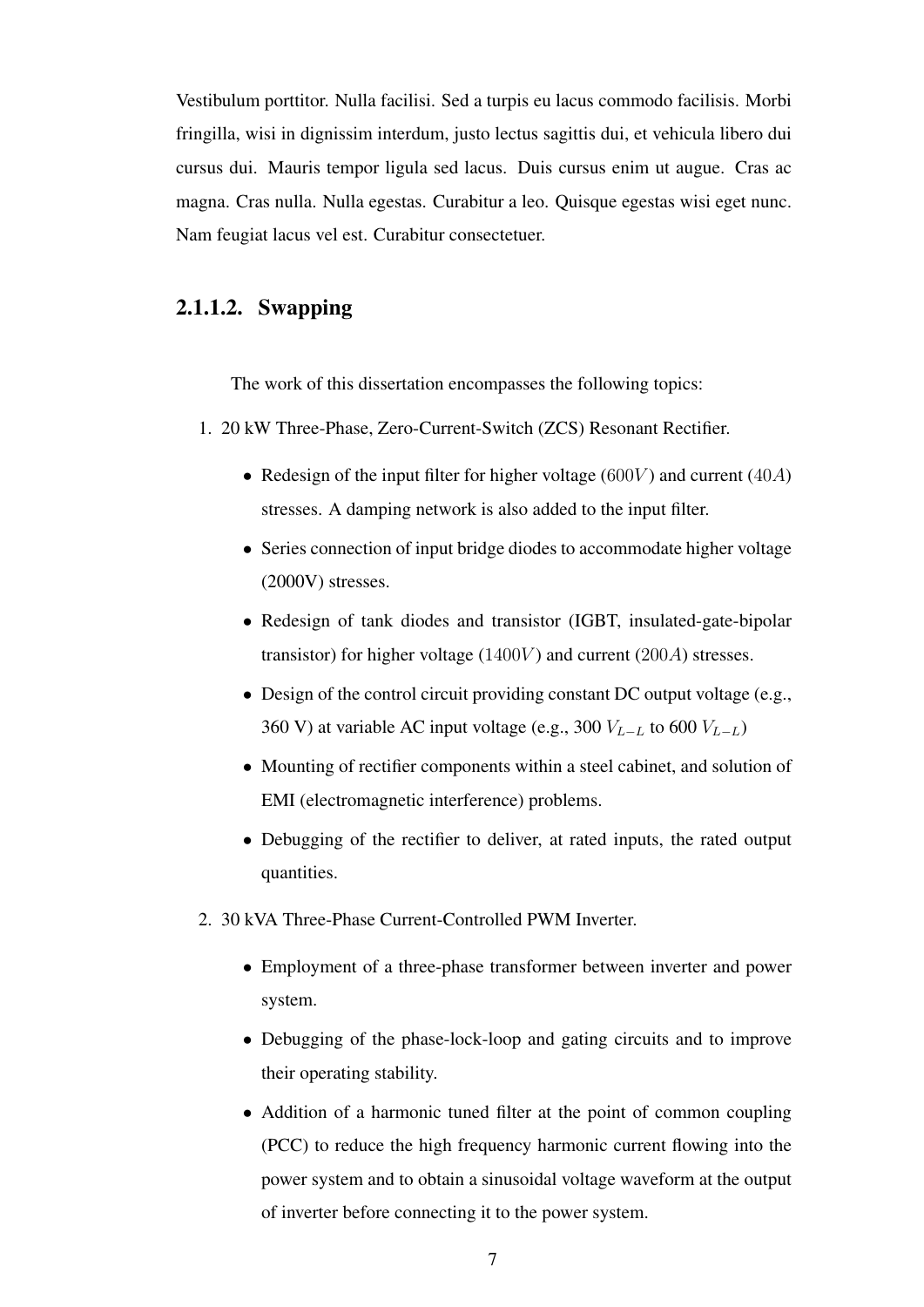Vestibulum porttitor. Nulla facilisi. Sed a turpis eu lacus commodo facilisis. Morbi fringilla, wisi in dignissim interdum, justo lectus sagittis dui, et vehicula libero dui cursus dui. Mauris tempor ligula sed lacus. Duis cursus enim ut augue. Cras ac magna. Cras nulla. Nulla egestas. Curabitur a leo. Quisque egestas wisi eget nunc. Nam feugiat lacus vel est. Curabitur consectetuer.

#### 2.1.1.2. Swapping

The work of this dissertation encompasses the following topics:

1. 20 kW Three-Phase, Zero-Current-Switch (ZCS) Resonant Rectifier.

    - Redesign of the input filter for higher voltage ($600V$) and current ($40A$) stresses. A damping network is also added to the input filter.
    - Series connection of input bridge diodes to accommodate higher voltage (2000V) stresses.
    - Redesign of tank diodes and transistor (IGBT, insulated-gate-bipolar transistor) for higher voltage ($1400V$) and current ($200A$) stresses.
    - Design of the control circuit providing constant DC output voltage (e.g., 360 V) at variable AC input voltage (e.g., 300 $V_{L-L}$ to 600 $V_{L-L}$)
    - Mounting of rectifier components within a steel cabinet, and solution of EMI (electromagnetic interference) problems.
    - Debugging of the rectifier to deliver, at rated inputs, the rated output quantities.

2. 30 kVA Three-Phase Current-Controlled PWM Inverter.

    - Employment of a three-phase transformer between inverter and power system.
    - Debugging of the phase-lock-loop and gating circuits and to improve their operating stability.
    - Addition of a harmonic tuned filter at the point of common coupling (PCC) to reduce the high frequency harmonic current flowing into the power system and to obtain a sinusoidal voltage waveform at the output of inverter before connecting it to the power system.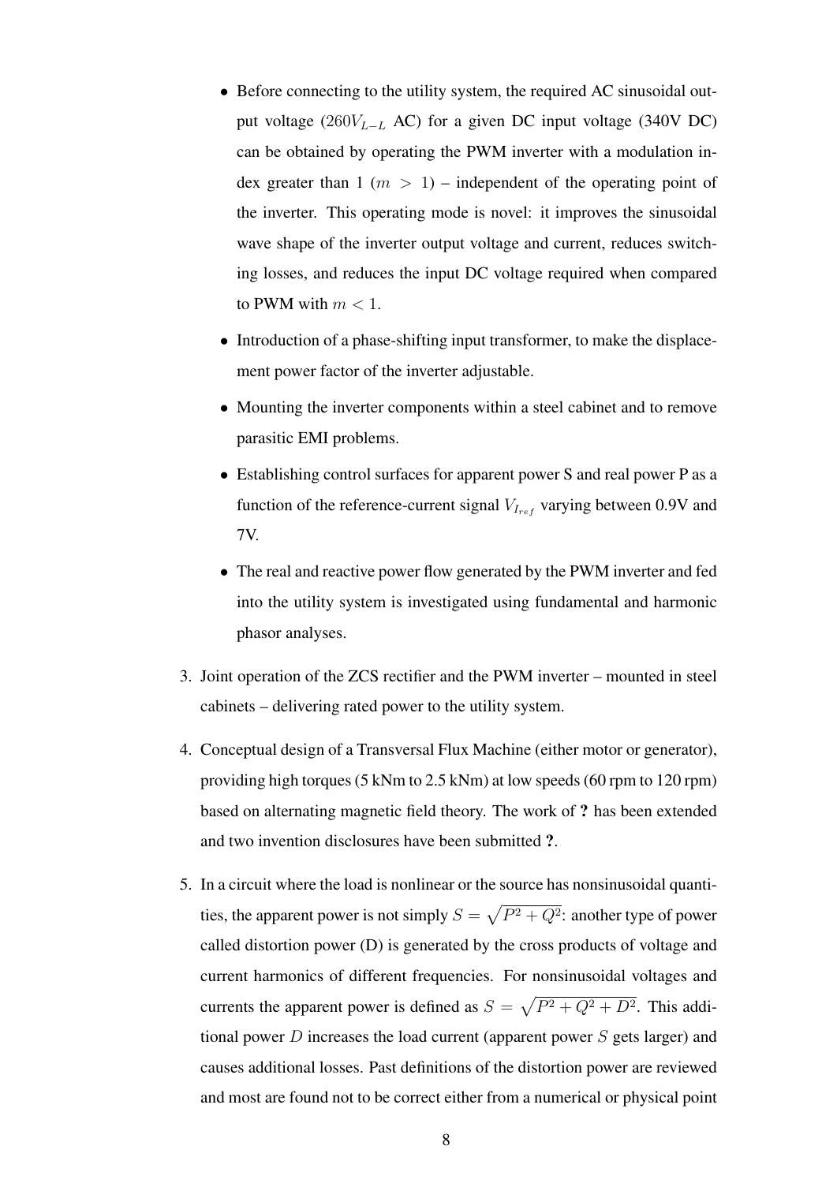- Before connecting to the utility system, the required AC sinusoidal output voltage ($260V_{L-L}$ AC) for a given DC input voltage (340V DC) can be obtained by operating the PWM inverter with a modulation index greater than 1 ($m > 1$) – independent of the operating point of the inverter. This operating mode is novel: it improves the sinusoidal wave shape of the inverter output voltage and current, reduces switching losses, and reduces the input DC voltage required when compared to PWM with $m < 1$.
- Introduction of a phase-shifting input transformer, to make the displacement power factor of the inverter adjustable.
- Mounting the inverter components within a steel cabinet and to remove parasitic EMI problems.
- Establishing control surfaces for apparent power S and real power P as a function of the reference-current signal $V_{I_{ref}}$ varying between 0.9V and 7V.
- The real and reactive power flow generated by the PWM inverter and fed into the utility system is investigated using fundamental and harmonic phasor analyses.

3. Joint operation of the ZCS rectifier and the PWM inverter – mounted in steel cabinets – delivering rated power to the utility system.

4. Conceptual design of a Transversal Flux Machine (either motor or generator), providing high torques (5 kNm to 2.5 kNm) at low speeds (60 rpm to 120 rpm) based on alternating magnetic field theory. The work of **?** has been extended and two invention disclosures have been submitted **?**.

5. In a circuit where the load is nonlinear or the source has nonsinusoidal quantities, the apparent power is not simply $S = \sqrt{P^2 + Q^2}$: another type of power called distortion power (D) is generated by the cross products of voltage and current harmonics of different frequencies. For nonsinusoidal voltages and currents the apparent power is defined as $S = \sqrt{P^2 + Q^2 + D^2}$. This additional power $D$ increases the load current (apparent power $S$ gets larger) and causes additional losses. Past definitions of the distortion power are reviewed and most are found not to be correct either from a numerical or physical point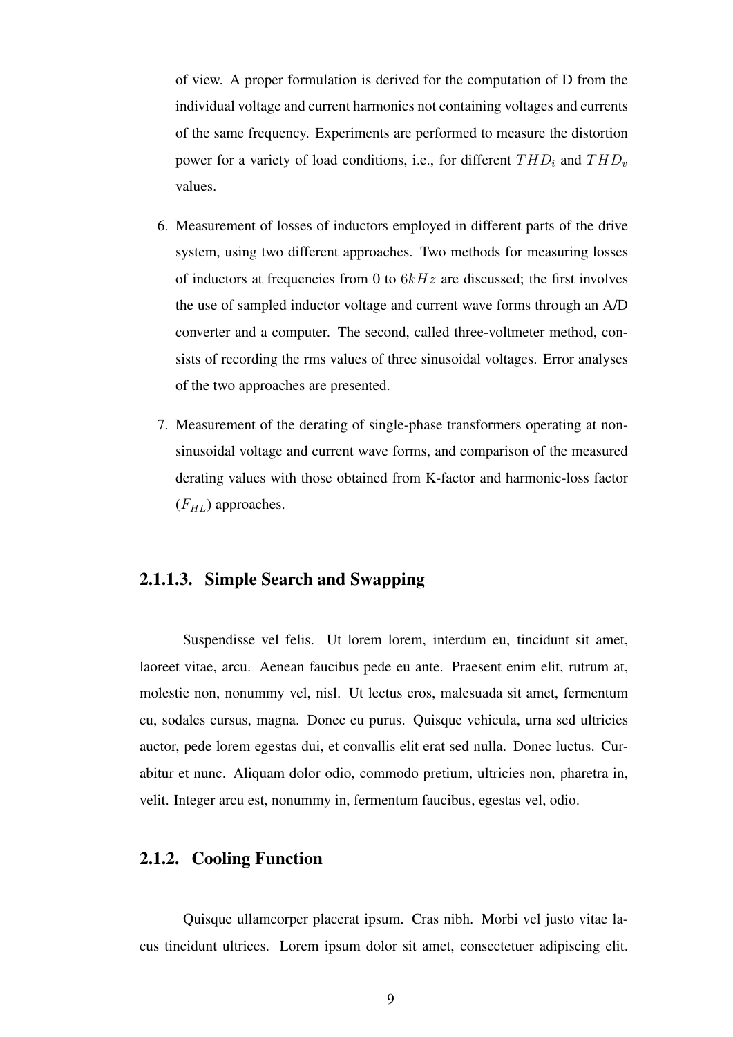of view. A proper formulation is derived for the computation of D from the individual voltage and current harmonics not containing voltages and currents of the same frequency. Experiments are performed to measure the distortion power for a variety of load conditions, i.e., for different $THD_i$ and $THD_v$ values.

6. Measurement of losses of inductors employed in different parts of the drive system, using two different approaches. Two methods for measuring losses of inductors at frequencies from 0 to $6kHz$ are discussed; the first involves the use of sampled inductor voltage and current wave forms through an A/D converter and a computer. The second, called three-voltmeter method, consists of recording the rms values of three sinusoidal voltages. Error analyses of the two approaches are presented.

7. Measurement of the derating of single-phase transformers operating at non-sinusoidal voltage and current wave forms, and comparison of the measured derating values with those obtained from K-factor and harmonic-loss factor ($F_{HL}$) approaches.

#### 2.1.1.3. Simple Search and Swapping

Suspendisse vel felis. Ut lorem lorem, interdum eu, tincidunt sit amet, laoreet vitae, arcu. Aenean faucibus pede eu ante. Praesent enim elit, rutrum at, molestie non, nonummy vel, nisl. Ut lectus eros, malesuada sit amet, fermentum eu, sodales cursus, magna. Donec eu purus. Quisque vehicula, urna sed ultricies auctor, pede lorem egestas dui, et convallis elit erat sed nulla. Donec luctus. Curabitur et nunc. Aliquam dolor odio, commodo pretium, ultricies non, pharetra in, velit. Integer arcu est, nonummy in, fermentum faucibus, egestas vel, odio.

### 2.1.2. Cooling Function

Quisque ullamcorper placerat ipsum. Cras nibh. Morbi vel justo vitae lacus tincidunt ultrices. Lorem ipsum dolor sit amet, consectetuer adipiscing elit.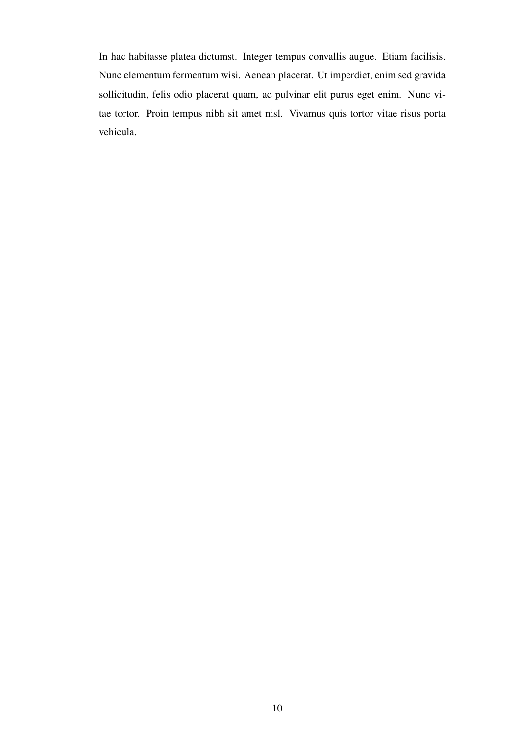In hac habitasse platea dictumst. Integer tempus convallis augue. Etiam facilisis. Nunc elementum fermentum wisi. Aenean placerat. Ut imperdiet, enim sed gravida sollicitudin, felis odio placerat quam, ac pulvinar elit purus eget enim. Nunc vitae tortor. Proin tempus nibh sit amet nisl. Vivamus quis tortor vitae risus porta vehicula.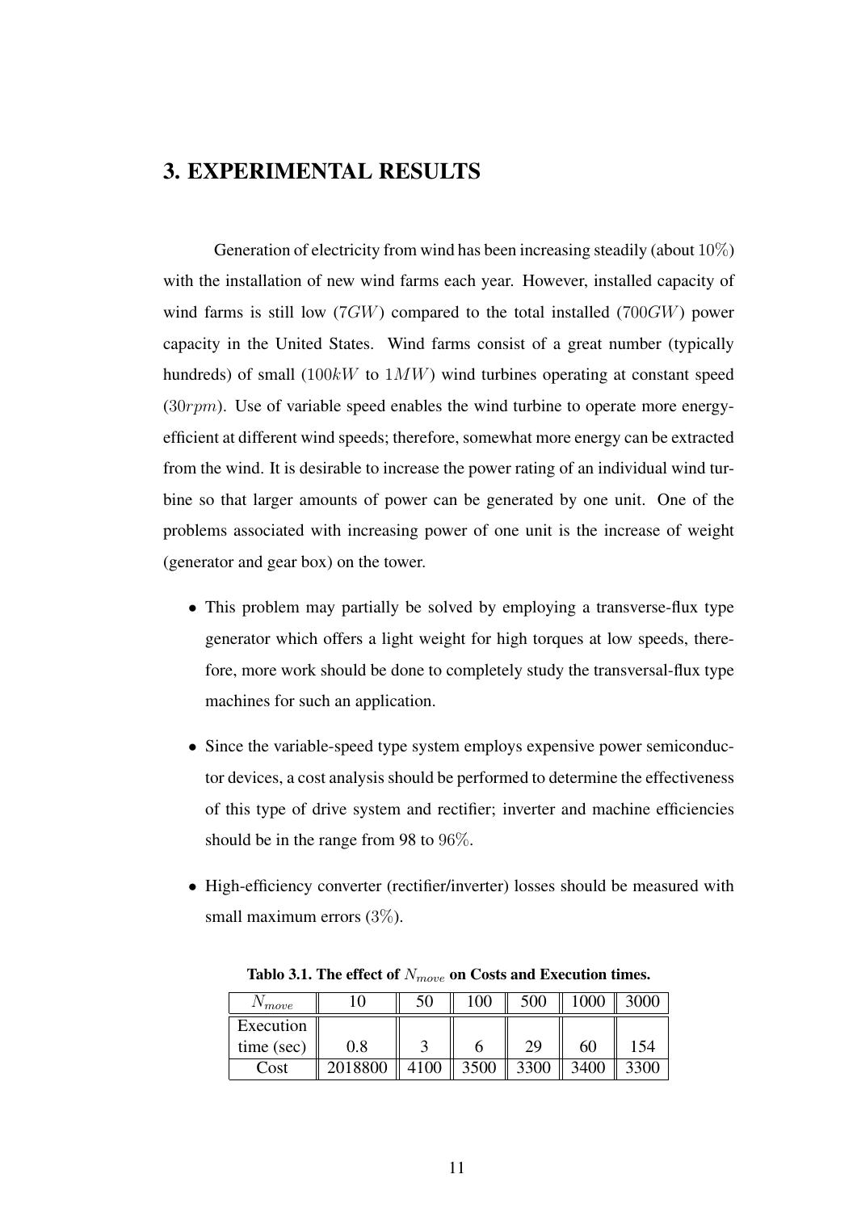# 3. EXPERIMENTAL RESULTS

Generation of electricity from wind has been increasing steadily (about $10\%$) with the installation of new wind farms each year. However, installed capacity of wind farms is still low ($7GW$) compared to the total installed ($700GW$) power capacity in the United States. Wind farms consist of a great number (typically hundreds) of small ($100kW$ to $1MW$) wind turbines operating at constant speed ($30rpm$). Use of variable speed enables the wind turbine to operate more energy-efficient at different wind speeds; therefore, somewhat more energy can be extracted from the wind. It is desirable to increase the power rating of an individual wind turbine so that larger amounts of power can be generated by one unit. One of the problems associated with increasing power of one unit is the increase of weight (generator and gear box) on the tower.

- This problem may partially be solved by employing a transverse-flux type generator which offers a light weight for high torques at low speeds, therefore, more work should be done to completely study the transversal-flux type machines for such an application.
- Since the variable-speed type system employs expensive power semiconductor devices, a cost analysis should be performed to determine the effectiveness of this type of drive system and rectifier; inverter and machine efficiencies should be in the range from 98 to $96\%$.
- High-efficiency converter (rectifier/inverter) losses should be measured with small maximum errors ($3\%$).

**Tablo 3.1. The effect of $N_{move}$ on Costs and Execution times.**

| $N_{move}$ | 10 | 50 | 100 | 500 | 1000 | 3000 |
|---|---|---|---|---|---|---|
| Execution time (sec) | 0.8 | 3 | 6 | 29 | 60 | 154 |
| Cost | 2018800 | 4100 | 3500 | 3300 | 3400 | 3300 |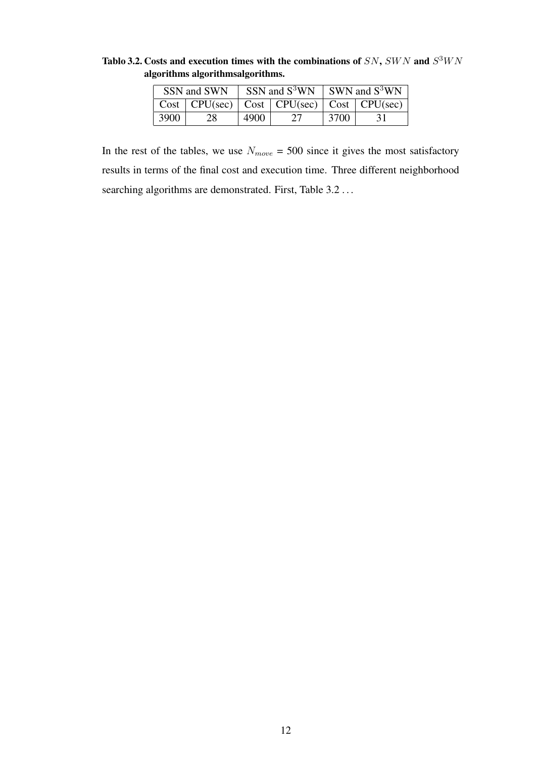**Tablo 3.2. Costs and execution times with the combinations of $SN$, $SWN$ and $S^3WN$ algorithms algorithmsalgorithms.**

| SSN and SWN | | SSN and $S^3$WN | | SWN and $S^3$WN | |
|---|---|---|---|---|---|
| Cost | CPU(sec) | Cost | CPU(sec) | Cost | CPU(sec) |
| 3900 | 28 | 4900 | 27 | 3700 | 31 |

In the rest of the tables, we use $N_{move}$ = 500 since it gives the most satisfactory results in terms of the final cost and execution time. Three different neighborhood searching algorithms are demonstrated. First, Table 3.2 . . .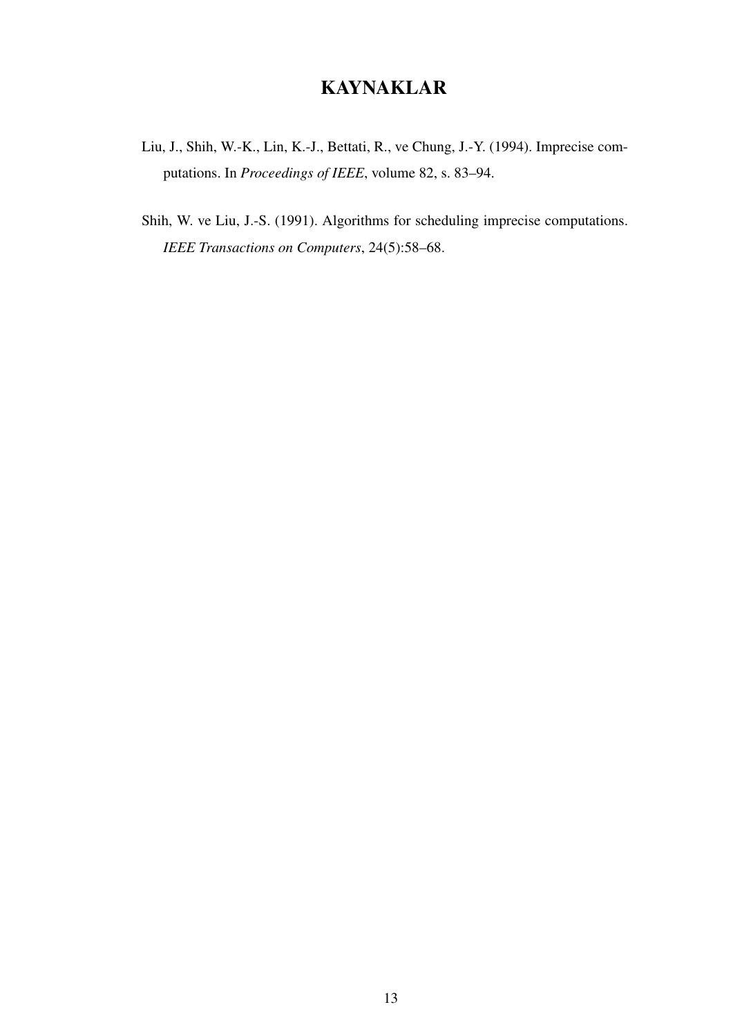# KAYNAKLAR

Liu, J., Shih, W.-K., Lin, K.-J., Bettati, R., ve Chung, J.-Y. (1994). Imprecise computations. In *Proceedings of IEEE*, volume 82, s. 83–94.

Shih, W. ve Liu, J.-S. (1991). Algorithms for scheduling imprecise computations. *IEEE Transactions on Computers*, 24(5):58–68.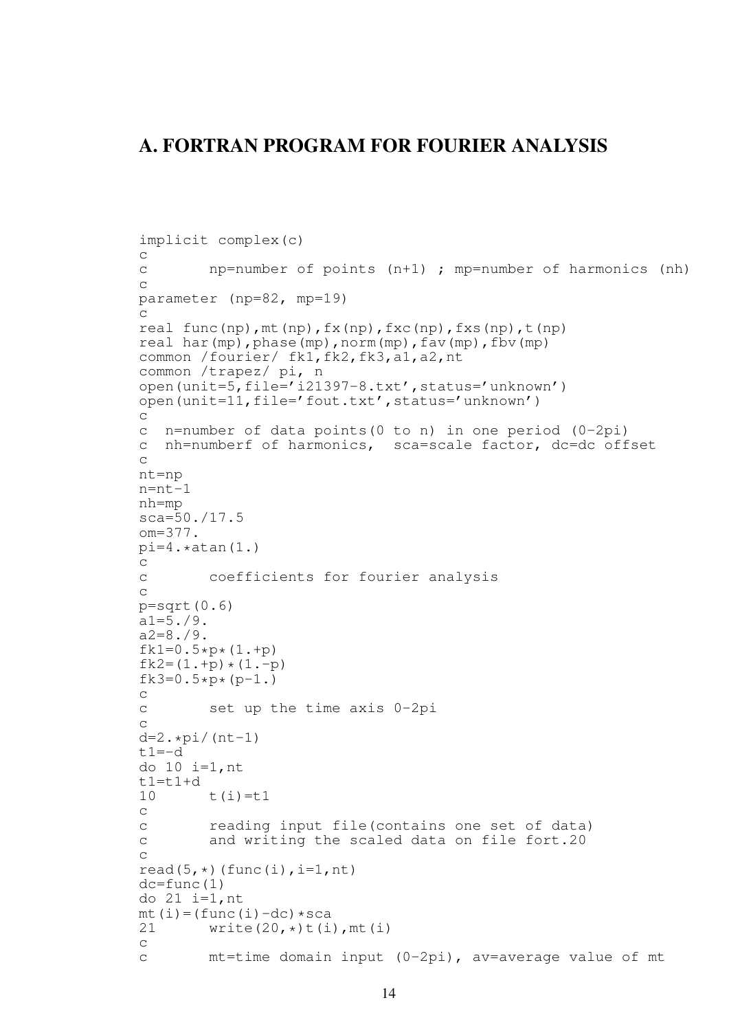## A. FORTRAN PROGRAM FOR FOURIER ANALYSIS

```
implicit complex(c)
c
c       np=number of points (n+1) ; mp=number of harmonics (nh)
c
parameter (np=82, mp=19)
c
real func(np),mt(np),fx(np),fxc(np),fxs(np),t(np)
real har(mp),phase(mp),norm(mp),fav(mp),fbv(mp)
common /fourier/ fk1,fk2,fk3,a1,a2,nt
common /trapez/ pi, n
open(unit=5,file='i21397-8.txt',status='unknown')
open(unit=11,file='fout.txt',status='unknown')
c
c  n=number of data points(0 to n) in one period (0-2pi)
c  nh=numberf of harmonics,  sca=scale factor, dc=dc offset
c
nt=np
n=nt-1
nh=mp
sca=50./17.5
om=377.
pi=4.*atan(1.)
c
c       coefficients for fourier analysis
c
p=sqrt(0.6)
a1=5./9.
a2=8./9.
fk1=0.5*p*(1.+p)
fk2=(1.+p)*(1.-p)
fk3=0.5*p*(p-1.)
c
c       set up the time axis 0-2pi
c
d=2.*pi/(nt-1)
t1=-d
do 10 i=1,nt
t1=t1+d
10      t(i)=t1
c
c       reading input file(contains one set of data)
c       and writing the scaled data on file fort.20
c
read(5,*)(func(i),i=1,nt)
dc=func(1)
do 21 i=1,nt
mt(i)=(func(i)-dc)*sca
21      write(20,*)t(i),mt(i)
c
c       mt=time domain input (0-2pi), av=average value of mt
```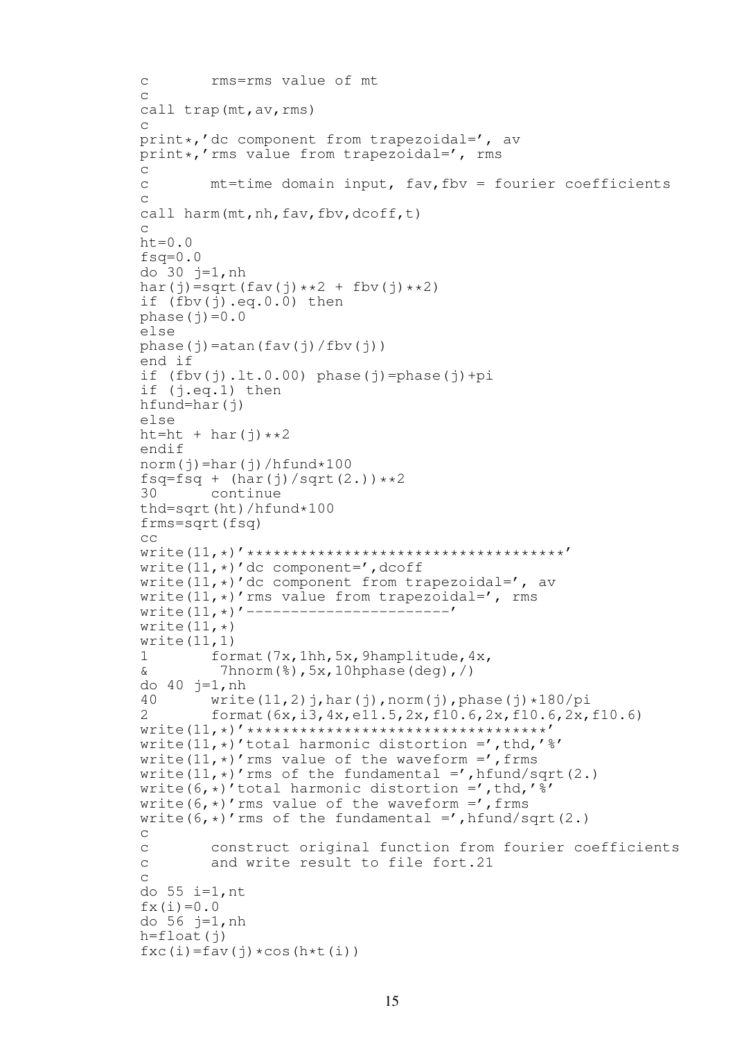```
c       rms=rms value of mt
c
call trap(mt,av,rms)
c
print*,'dc component from trapezoidal=', av
print*,'rms value from trapezoidal=', rms
c
c       mt=time domain input, fav,fbv = fourier coefficients
c
call harm(mt,nh,fav,fbv,dcoff,t)
c
ht=0.0
fsq=0.0
do 30 j=1,nh
har(j)=sqrt(fav(j)**2 + fbv(j)**2)
if (fbv(j).eq.0.0) then
phase(j)=0.0
else
phase(j)=atan(fav(j)/fbv(j))
end if
if (fbv(j).lt.0.00) phase(j)=phase(j)+pi
if (j.eq.1) then
hfund=har(j)
else
ht=ht + har(j)**2
endif
norm(j)=har(j)/hfund*100
fsq=fsq + (har(j)/sqrt(2.))**2
30      continue
thd=sqrt(ht)/hfund*100
frms=sqrt(fsq)
cc
write(11,*)'***********************************'
write(11,*)'dc component=',dcoff
write(11,*)'dc component from trapezoidal=', av
write(11,*)'rms value from trapezoidal=', rms
write(11,*)'-----------------------'
write(11,*)
write(11,1)
1       format(7x,1hh,5x,9hamplitude,4x,
&        7hnorm(%),5x,10hphase(deg),/)
do 40 j=1,nh
40      write(11,2)j,har(j),norm(j),phase(j)*180/pi
2       format(6x,i3,4x,e11.5,2x,f10.6,2x,f10.6,2x,f10.6)
write(11,*)'*********************************'
write(11,*)'total harmonic distortion =',thd,'%'
write(11,*)'rms value of the waveform =',frms
write(11,*)'rms of the fundamental =',hfund/sqrt(2.)
write(6,*)'total harmonic distortion =',thd,'%'
write(6,*)'rms value of the waveform =',frms
write(6,*)'rms of the fundamental =',hfund/sqrt(2.)
c
c       construct original function from fourier coefficients
c       and write result to file fort.21
c
do 55 i=1,nt
fx(i)=0.0
do 56 j=1,nh
h=float(j)
fxc(i)=fav(j)*cos(h*t(i))
```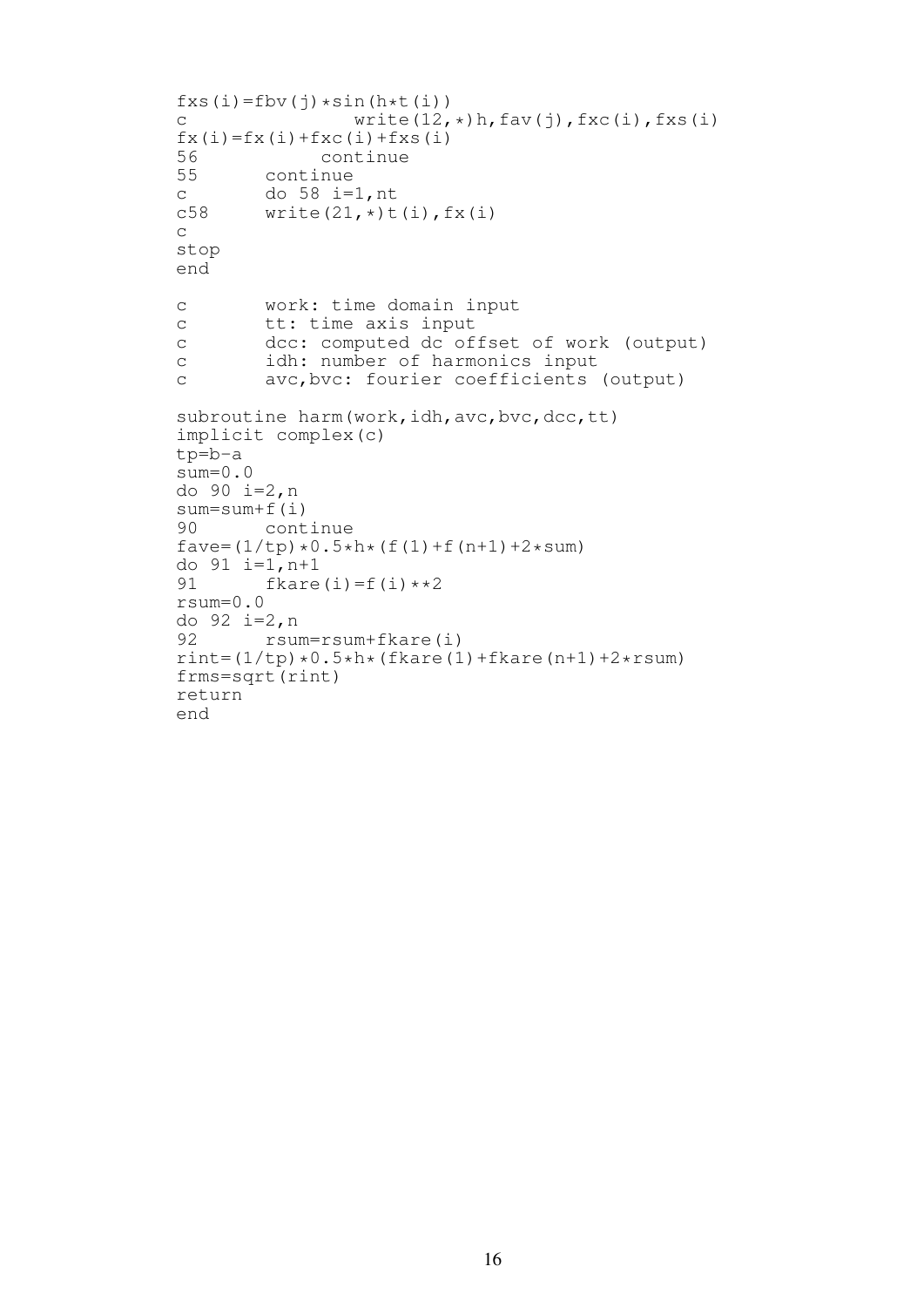```
fxs(i)=fbv(j)*sin(h*t(i))
c               write(12,*)h,fav(j),fxc(i),fxs(i)
fx(i)=fx(i)+fxc(i)+fxs(i)
56           continue
55      continue
c       do 58 i=1,nt
c58     write(21,*)t(i),fx(i)
c
stop
end

c       work: time domain input
c       tt: time axis input
c       dcc: computed dc offset of work (output)
c       idh: number of harmonics input
c       avc,bvc: fourier coefficients (output)

subroutine harm(work,idh,avc,bvc,dcc,tt)
implicit complex(c)
tp=b-a
sum=0.0
do 90 i=2,n
sum=sum+f(i)
90      continue
fave=(1/tp)*0.5*h*(f(1)+f(n+1)+2*sum)
do 91 i=1,n+1
91      fkare(i)=f(i)**2
rsum=0.0
do 92 i=2,n
92      rsum=rsum+fkare(i)
rint=(1/tp)*0.5*h*(fkare(1)+fkare(n+1)+2*rsum)
frms=sqrt(rint)
return
end
```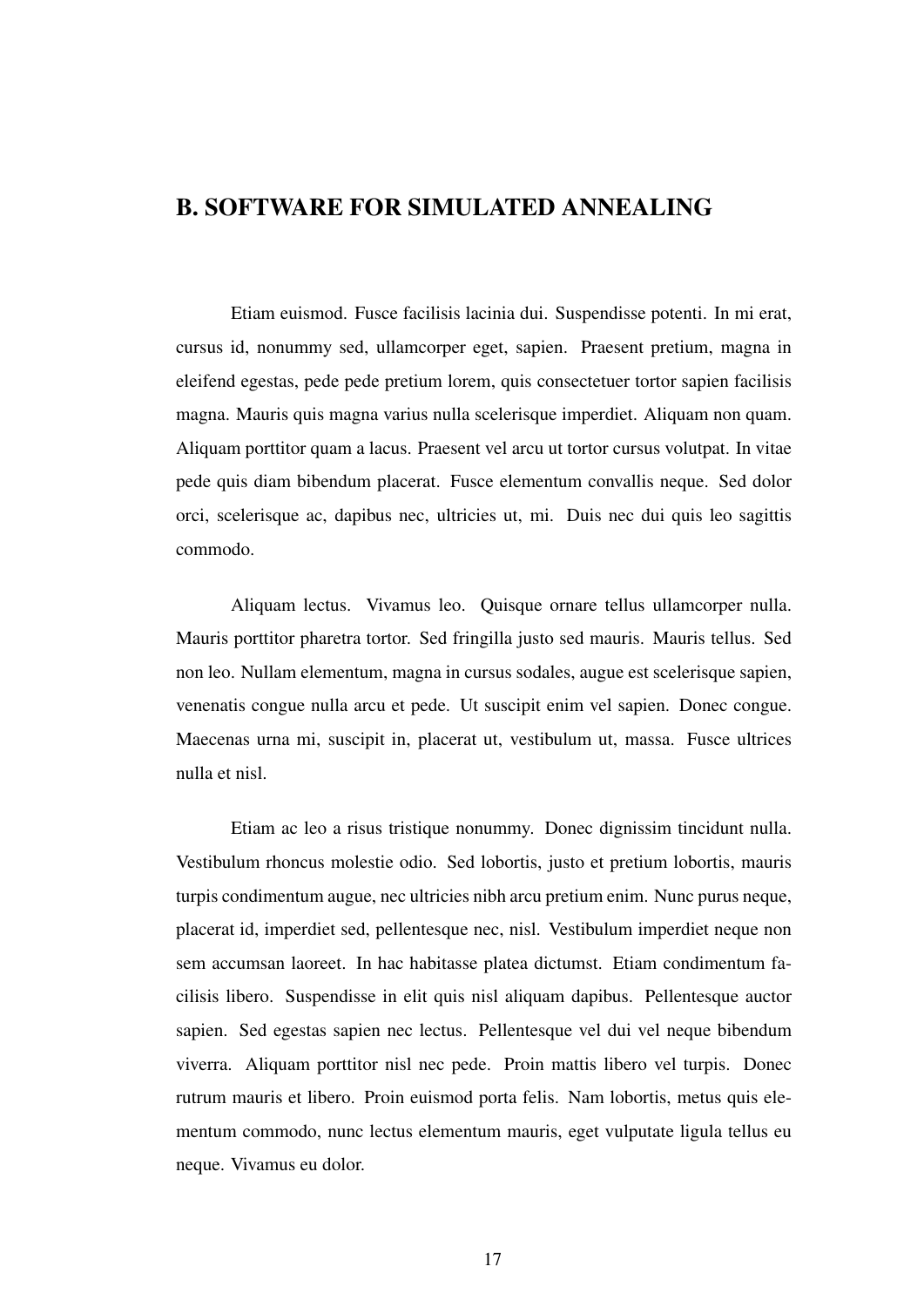# B. SOFTWARE FOR SIMULATED ANNEALING

Etiam euismod. Fusce facilisis lacinia dui. Suspendisse potenti. In mi erat, cursus id, nonummy sed, ullamcorper eget, sapien. Praesent pretium, magna in eleifend egestas, pede pede pretium lorem, quis consectetuer tortor sapien facilisis magna. Mauris quis magna varius nulla scelerisque imperdiet. Aliquam non quam. Aliquam porttitor quam a lacus. Praesent vel arcu ut tortor cursus volutpat. In vitae pede quis diam bibendum placerat. Fusce elementum convallis neque. Sed dolor orci, scelerisque ac, dapibus nec, ultricies ut, mi. Duis nec dui quis leo sagittis commodo.

Aliquam lectus. Vivamus leo. Quisque ornare tellus ullamcorper nulla. Mauris porttitor pharetra tortor. Sed fringilla justo sed mauris. Mauris tellus. Sed non leo. Nullam elementum, magna in cursus sodales, augue est scelerisque sapien, venenatis congue nulla arcu et pede. Ut suscipit enim vel sapien. Donec congue. Maecenas urna mi, suscipit in, placerat ut, vestibulum ut, massa. Fusce ultrices nulla et nisl.

Etiam ac leo a risus tristique nonummy. Donec dignissim tincidunt nulla. Vestibulum rhoncus molestie odio. Sed lobortis, justo et pretium lobortis, mauris turpis condimentum augue, nec ultricies nibh arcu pretium enim. Nunc purus neque, placerat id, imperdiet sed, pellentesque nec, nisl. Vestibulum imperdiet neque non sem accumsan laoreet. In hac habitasse platea dictumst. Etiam condimentum facilisis libero. Suspendisse in elit quis nisl aliquam dapibus. Pellentesque auctor sapien. Sed egestas sapien nec lectus. Pellentesque vel dui vel neque bibendum viverra. Aliquam porttitor nisl nec pede. Proin mattis libero vel turpis. Donec rutrum mauris et libero. Proin euismod porta felis. Nam lobortis, metus quis elementum commodo, nunc lectus elementum mauris, eget vulputate ligula tellus eu neque. Vivamus eu dolor.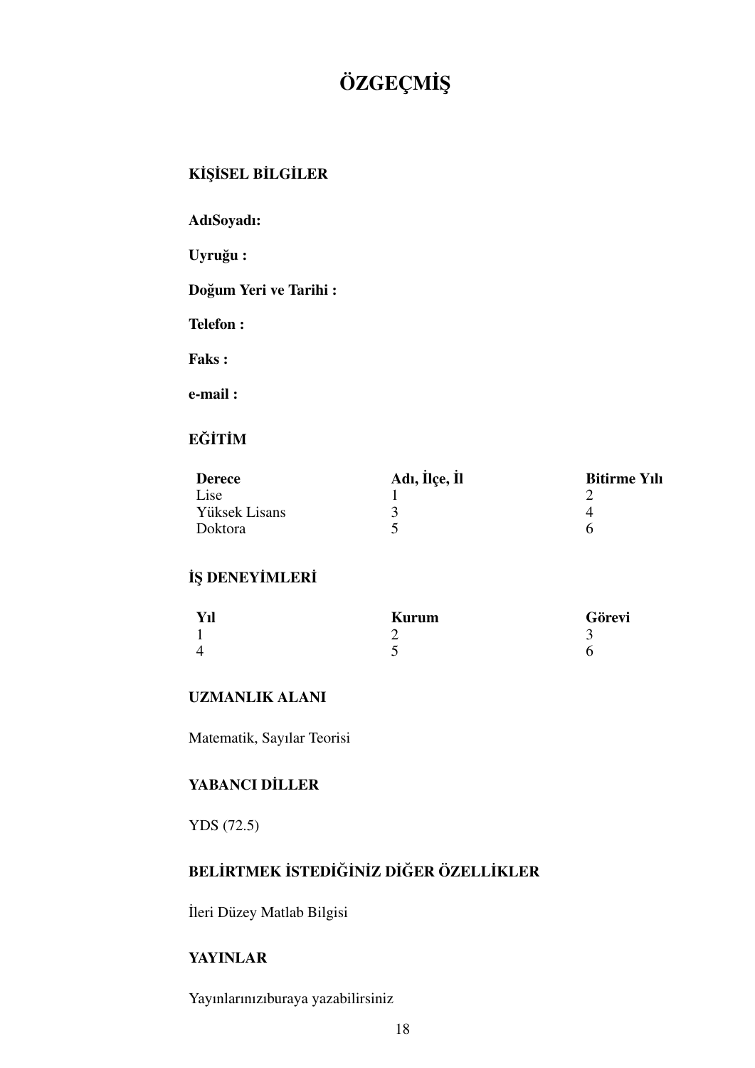# ÖZGEÇMİŞ

## KİŞİSEL BİLGİLER

**AdıSoyadı:**

**Uyruğu :**

**Doğum Yeri ve Tarihi :**

**Telefon :**

**Faks :**

**e-mail :**

## EĞİTİM

| Derece | Adı, İlçe, İl | Bitirme Yılı |
|---|---|---|
| Lise | 1 | 2 |
| Yüksek Lisans | 3 | 4 |
| Doktora | 5 | 6 |

## İŞ DENEYİMLERİ

| Yıl | Kurum | Görevi |
|---|---|---|
| 1 | 2 | 3 |
| 4 | 5 | 6 |

## UZMANLIK ALANI

Matematik, Sayılar Teorisi

## YABANCI DİLLER

YDS (72.5)

## BELİRTMEK İSTEDİĞİNİZ DİĞER ÖZELLİKLER

İleri Düzey Matlab Bilgisi

## YAYINLAR

Yayınlarınızıburaya yazabilirsiniz